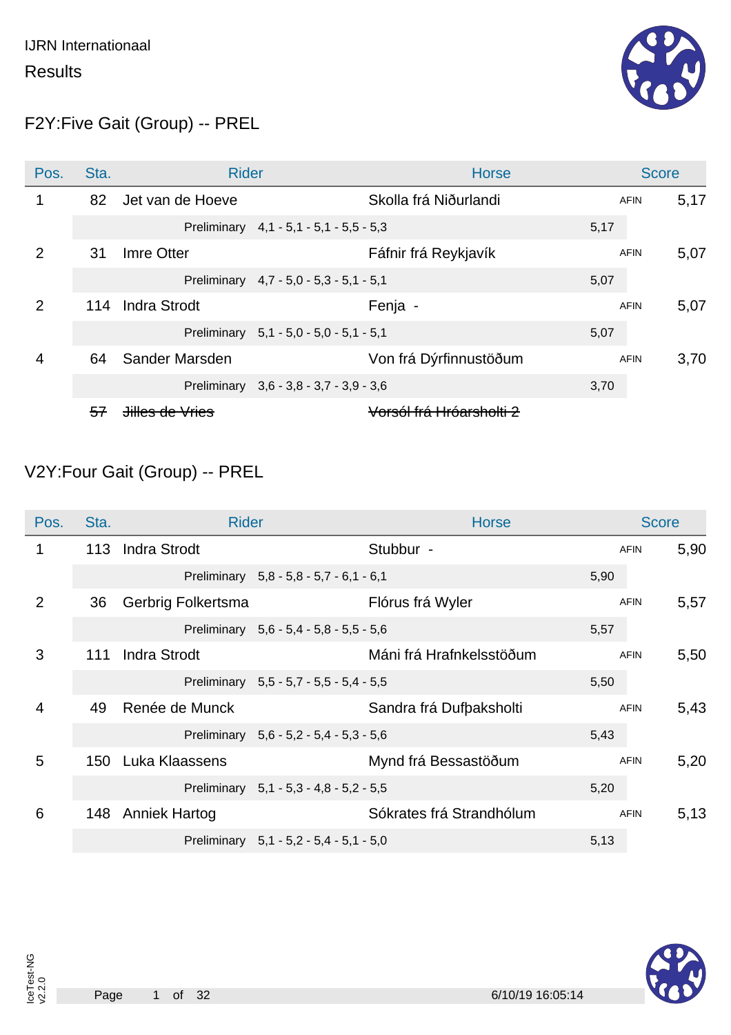IJRN Internationaal

Results

## F2Y:Five Gait (Group) -- PREL

| Pos. | Sta. | Rider | Horse | | Score |
|---|---|---|---|---|---|
| 1 | 82 | Jet van de Hoeve | Skolla frá Niðurlandi | AFIN | 5,17 |
| | | Preliminary 4,1 - 5,1 - 5,1 - 5,5 - 5,3 | | 5,17 | |
| 2 | 31 | Imre Otter | Fáfnir frá Reykjavík | AFIN | 5,07 |
| | | Preliminary 4,7 - 5,0 - 5,3 - 5,1 - 5,1 | | 5,07 | |
| 2 | 114 | Indra Strodt | Fenja - | AFIN | 5,07 |
| | | Preliminary 5,1 - 5,0 - 5,0 - 5,1 - 5,1 | | 5,07 | |
| 4 | 64 | Sander Marsden | Von frá Dýrfinnustöðum | AFIN | 3,70 |
| | | Preliminary 3,6 - 3,8 - 3,7 - 3,9 - 3,6 | | 3,70 | |
| | ~~57~~ | ~~Jilles de Vries~~ | ~~Vorsól frá Hróarsholti 2~~ | | |

## V2Y:Four Gait (Group) -- PREL

| Pos. | Sta. | Rider | Horse | | Score |
|---|---|---|---|---|---|
| 1 | 113 | Indra Strodt | Stubbur - | AFIN | 5,90 |
| | | Preliminary 5,8 - 5,8 - 5,7 - 6,1 - 6,1 | | 5,90 | |
| 2 | 36 | Gerbrig Folkertsma | Flórus frá Wyler | AFIN | 5,57 |
| | | Preliminary 5,6 - 5,4 - 5,8 - 5,5 - 5,6 | | 5,57 | |
| 3 | 111 | Indra Strodt | Máni frá Hrafnkelsstöðum | AFIN | 5,50 |
| | | Preliminary 5,5 - 5,7 - 5,5 - 5,4 - 5,5 | | 5,50 | |
| 4 | 49 | Renée de Munck | Sandra frá Dufþaksholti | AFIN | 5,43 |
| | | Preliminary 5,6 - 5,2 - 5,4 - 5,3 - 5,6 | | 5,43 | |
| 5 | 150 | Luka Klaassens | Mynd frá Bessastöðum | AFIN | 5,20 |
| | | Preliminary 5,1 - 5,3 - 4,8 - 5,2 - 5,5 | | 5,20 | |
| 6 | 148 | Anniek Hartog | Sókrates frá Strandhólum | AFIN | 5,13 |
| | | Preliminary 5,1 - 5,2 - 5,4 - 5,1 - 5,0 | | 5,13 | |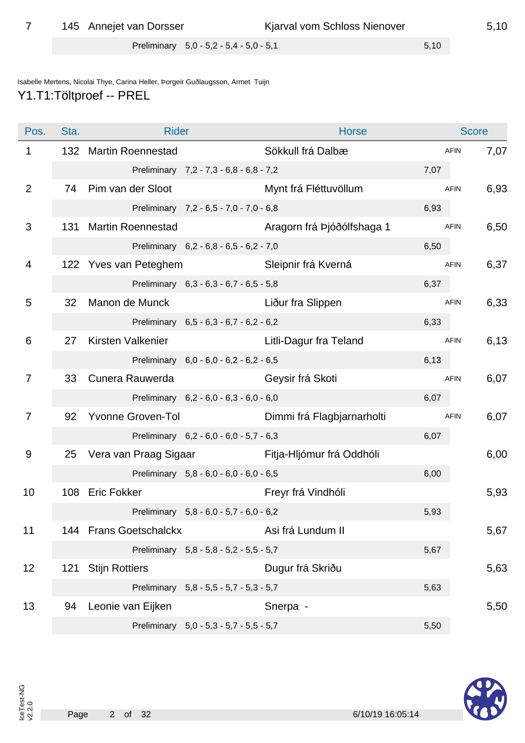| | | | | | |
|---|---|---|---|---|---|
| 7 | 145 | Annejet van Dorsser | Kjarval vom Schloss Nienover | | 5,10 |
| | | Preliminary 5,0 - 5,2 - 5,4 - 5,0 - 5,1 | | 5,10 | |

Isabelle Mertens, Nicolai Thye, Carina Heller, Þorgeir Guðlaugsson, Armet Tuijn

## Y1.T1:Töltproef -- PREL

| Pos. | Sta. | Rider | Horse | | Score |
|---|---|---|---|---|---|
| 1 | 132 | Martin Roennestad | Sökkull frá Dalbæ | AFIN | 7,07 |
| | | Preliminary 7,2 - 7,3 - 6,8 - 6,8 - 7,2 | | 7,07 | |
| 2 | 74 | Pim van der Sloot | Mynt frá Fléttuvöllum | AFIN | 6,93 |
| | | Preliminary 7,2 - 6,5 - 7,0 - 7,0 - 6,8 | | 6,93 | |
| 3 | 131 | Martin Roennestad | Aragorn frá Þjóðólfshaga 1 | AFIN | 6,50 |
| | | Preliminary 6,2 - 6,8 - 6,5 - 6,2 - 7,0 | | 6,50 | |
| 4 | 122 | Yves van Peteghem | Sleipnir frá Kverná | AFIN | 6,37 |
| | | Preliminary 6,3 - 6,3 - 6,7 - 6,5 - 5,8 | | 6,37 | |
| 5 | 32 | Manon de Munck | Liður fra Slippen | AFIN | 6,33 |
| | | Preliminary 6,5 - 6,3 - 6,7 - 6,2 - 6,2 | | 6,33 | |
| 6 | 27 | Kirsten Valkenier | Litli-Dagur fra Teland | AFIN | 6,13 |
| | | Preliminary 6,0 - 6,0 - 6,2 - 6,2 - 6,5 | | 6,13 | |
| 7 | 33 | Cunera Rauwerda | Geysir frá Skoti | AFIN | 6,07 |
| | | Preliminary 6,2 - 6,0 - 6,3 - 6,0 - 6,0 | | 6,07 | |
| 7 | 92 | Yvonne Groven-Tol | Dimmi frá Flagbjarnarholti | AFIN | 6,07 |
| | | Preliminary 6,2 - 6,0 - 6,0 - 5,7 - 6,3 | | 6,07 | |
| 9 | 25 | Vera van Praag Sigaar | Fitja-Hljómur frá Oddhóli | | 6,00 |
| | | Preliminary 5,8 - 6,0 - 6,0 - 6,0 - 6,5 | | 6,00 | |
| 10 | 108 | Eric Fokker | Freyr frá Vindhóli | | 5,93 |
| | | Preliminary 5,8 - 6,0 - 5,7 - 6,0 - 6,2 | | 5,93 | |
| 11 | 144 | Frans Goetschalckx | Asi frá Lundum II | | 5,67 |
| | | Preliminary 5,8 - 5,8 - 5,2 - 5,5 - 5,7 | | 5,67 | |
| 12 | 121 | Stijn Rottiers | Dugur frá Skriðu | | 5,63 |
| | | Preliminary 5,8 - 5,5 - 5,7 - 5,3 - 5,7 | | 5,63 | |
| 13 | 94 | Leonie van Eijken | Snerpa - | | 5,50 |
| | | Preliminary 5,0 - 5,3 - 5,7 - 5,5 - 5,7 | | 5,50 | |

IceTest-NG v2.2.0

6/10/19 16:05:14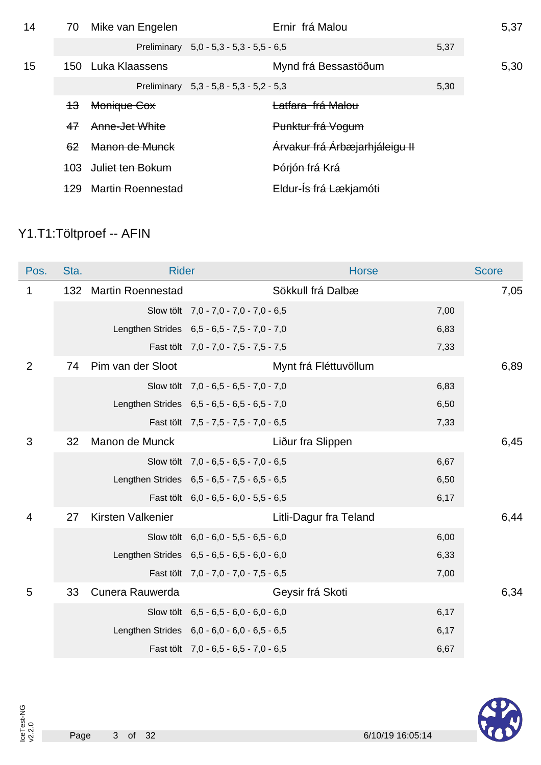| | | | | |
|---|---|---|---|---|
| 14 | 70 | Mike van Engelen | Ernir frá Malou | 5,37 |
| | | Preliminary 5,0 - 5,3 - 5,3 - 5,5 - 6,5 | 5,37 | |
| 15 | 150 | Luka Klaassens | Mynd frá Bessastöðum | 5,30 |
| | | Preliminary 5,3 - 5,8 - 5,3 - 5,2 - 5,3 | 5,30 | |
| | ~~13~~ | ~~Monique Cox~~ | ~~Latfara frá Malou~~ | |
| | ~~47~~ | ~~Anne-Jet White~~ | ~~Punktur frá Vogum~~ | |
| | ~~62~~ | ~~Manon de Munck~~ | ~~Árvakur frá Árbæjarhjáleigu II~~ | |
| | ~~103~~ | ~~Juliet ten Bokum~~ | ~~Þórjón frá Krá~~ | |
| | ~~129~~ | ~~Martin Roennestad~~ | ~~Eldur-Ís frá Lækjamóti~~ | |

## Y1.T1:Töltproef -- AFIN

| Pos. | Sta. | Rider | Horse | Score |
|---|---|---|---|---|
| 1 | 132 | Martin Roennestad | Sökkull frá Dalbæ | 7,05 |
| | | Slow tölt 7,0 - 7,0 - 7,0 - 7,0 - 6,5 | 7,00 | |
| | | Lengthen Strides 6,5 - 6,5 - 7,5 - 7,0 - 7,0 | 6,83 | |
| | | Fast tölt 7,0 - 7,0 - 7,5 - 7,5 - 7,5 | 7,33 | |
| 2 | 74 | Pim van der Sloot | Mynt frá Fléttuvöllum | 6,89 |
| | | Slow tölt 7,0 - 6,5 - 6,5 - 7,0 - 7,0 | 6,83 | |
| | | Lengthen Strides 6,5 - 6,5 - 6,5 - 6,5 - 7,0 | 6,50 | |
| | | Fast tölt 7,5 - 7,5 - 7,5 - 7,0 - 6,5 | 7,33 | |
| 3 | 32 | Manon de Munck | Liður fra Slippen | 6,45 |
| | | Slow tölt 7,0 - 6,5 - 6,5 - 7,0 - 6,5 | 6,67 | |
| | | Lengthen Strides 6,5 - 6,5 - 7,5 - 6,5 - 6,5 | 6,50 | |
| | | Fast tölt 6,0 - 6,5 - 6,0 - 5,5 - 6,5 | 6,17 | |
| 4 | 27 | Kirsten Valkenier | Litli-Dagur fra Teland | 6,44 |
| | | Slow tölt 6,0 - 6,0 - 5,5 - 6,5 - 6,0 | 6,00 | |
| | | Lengthen Strides 6,5 - 6,5 - 6,5 - 6,0 - 6,0 | 6,33 | |
| | | Fast tölt 7,0 - 7,0 - 7,0 - 7,5 - 6,5 | 7,00 | |
| 5 | 33 | Cunera Rauwerda | Geysir frá Skoti | 6,34 |
| | | Slow tölt 6,5 - 6,5 - 6,0 - 6,0 - 6,0 | 6,17 | |
| | | Lengthen Strides 6,0 - 6,0 - 6,0 - 6,5 - 6,5 | 6,17 | |
| | | Fast tölt 7,0 - 6,5 - 6,5 - 7,0 - 6,5 | 6,67 | |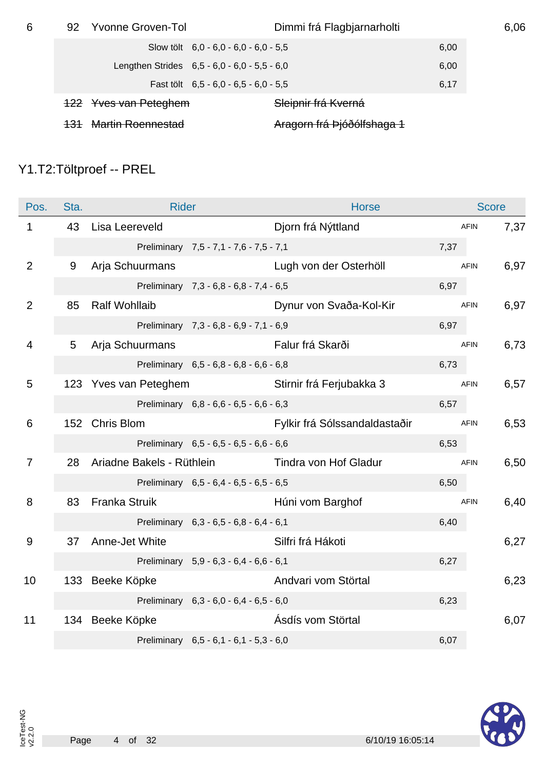| | | | | | |
|---|---|---|---|---|---|
| 6 | 92 | Yvonne Groven-Tol | Dimmi frá Flagbjarnarholti | | 6,06 |
| | | Slow tölt 6,0 - 6,0 - 6,0 - 6,0 - 5,5 | | 6,00 | |
| | | Lengthen Strides 6,5 - 6,0 - 6,0 - 5,5 - 6,0 | | 6,00 | |
| | | Fast tölt 6,5 - 6,0 - 6,5 - 6,0 - 5,5 | | 6,17 | |
| | ~~122~~ | ~~Yves van Peteghem~~ | ~~Sleipnir frá Kverná~~ | | |
| | ~~131~~ | ~~Martin Roennestad~~ | ~~Aragorn frá Þjóðólfshaga 1~~ | | |

## Y1.T2:Töltproef -- PREL

| Pos. | Sta. | Rider | Horse | | Score |
|---|---|---|---|---|---|
| 1 | 43 | Lisa Leereveld | Djorn frá Nýttland | AFIN | 7,37 |
| | | Preliminary 7,5 - 7,1 - 7,6 - 7,5 - 7,1 | | 7,37 | |
| 2 | 9 | Arja Schuurmans | Lugh von der Osterhöll | AFIN | 6,97 |
| | | Preliminary 7,3 - 6,8 - 6,8 - 7,4 - 6,5 | | 6,97 | |
| 2 | 85 | Ralf Wohllaib | Dynur von Svaða-Kol-Kir | AFIN | 6,97 |
| | | Preliminary 7,3 - 6,8 - 6,9 - 7,1 - 6,9 | | 6,97 | |
| 4 | 5 | Arja Schuurmans | Falur frá Skarði | AFIN | 6,73 |
| | | Preliminary 6,5 - 6,8 - 6,8 - 6,6 - 6,8 | | 6,73 | |
| 5 | 123 | Yves van Peteghem | Stirnir frá Ferjubakka 3 | AFIN | 6,57 |
| | | Preliminary 6,8 - 6,6 - 6,5 - 6,6 - 6,3 | | 6,57 | |
| 6 | 152 | Chris Blom | Fylkir frá Sólssandaldastaðir | AFIN | 6,53 |
| | | Preliminary 6,5 - 6,5 - 6,5 - 6,6 - 6,6 | | 6,53 | |
| 7 | 28 | Ariadne Bakels - Rüthlein | Tindra von Hof Gladur | AFIN | 6,50 |
| | | Preliminary 6,5 - 6,4 - 6,5 - 6,5 - 6,5 | | 6,50 | |
| 8 | 83 | Franka Struik | Húni vom Barghof | AFIN | 6,40 |
| | | Preliminary 6,3 - 6,5 - 6,8 - 6,4 - 6,1 | | 6,40 | |
| 9 | 37 | Anne-Jet White | Silfri frá Hákoti | | 6,27 |
| | | Preliminary 5,9 - 6,3 - 6,4 - 6,6 - 6,1 | | 6,27 | |
| 10 | 133 | Beeke Köpke | Andvari vom Störtal | | 6,23 |
| | | Preliminary 6,3 - 6,0 - 6,4 - 6,5 - 6,0 | | 6,23 | |
| 11 | 134 | Beeke Köpke | Ásdís vom Störtal | | 6,07 |
| | | Preliminary 6,5 - 6,1 - 6,1 - 5,3 - 6,0 | | 6,07 | |

6/10/19 16:05:14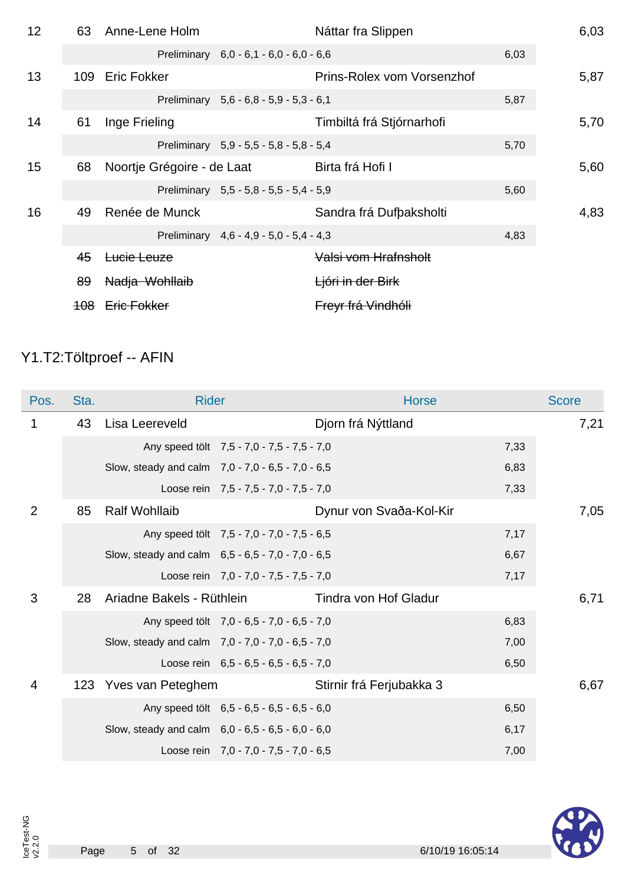| | | | | | |
|---|---|---|---|---|---|
| 12 | 63 | Anne-Lene Holm | Náttar fra Slippen | | 6,03 |
| | | Preliminary 6,0 - 6,1 - 6,0 - 6,0 - 6,6 | | 6,03 | |
| 13 | 109 | Eric Fokker | Prins-Rolex vom Vorsenzhof | | 5,87 |
| | | Preliminary 5,6 - 6,8 - 5,9 - 5,3 - 6,1 | | 5,87 | |
| 14 | 61 | Inge Frieling | Timbiltá frá Stjórnarhofi | | 5,70 |
| | | Preliminary 5,9 - 5,5 - 5,8 - 5,8 - 5,4 | | 5,70 | |
| 15 | 68 | Noortje Grégoire - de Laat | Birta frá Hofi I | | 5,60 |
| | | Preliminary 5,5 - 5,8 - 5,5 - 5,4 - 5,9 | | 5,60 | |
| 16 | 49 | Renée de Munck | Sandra frá Dufþaksholti | | 4,83 |
| | | Preliminary 4,6 - 4,9 - 5,0 - 5,4 - 4,3 | | 4,83 | |
| | ~~45~~ | ~~Lucie Leuze~~ | ~~Valsi vom Hrafnsholt~~ | | |
| | ~~89~~ | ~~Nadja Wohllaib~~ | ~~Ljóri in der Birk~~ | | |
| | ~~108~~ | ~~Eric Fokker~~ | ~~Freyr frá Vindhóli~~ | | |

## Y1.T2:Töltproef -- AFIN

| Pos. | Sta. | Rider | Horse | | Score |
|---|---|---|---|---|---|
| 1 | 43 | Lisa Leereveld | Djorn frá Nýttland | | 7,21 |
| | | Any speed tölt 7,5 - 7,0 - 7,5 - 7,5 - 7,0 | | 7,33 | |
| | | Slow, steady and calm 7,0 - 7,0 - 6,5 - 7,0 - 6,5 | | 6,83 | |
| | | Loose rein 7,5 - 7,5 - 7,0 - 7,5 - 7,0 | | 7,33 | |
| 2 | 85 | Ralf Wohllaib | Dynur von Svaða-Kol-Kir | | 7,05 |
| | | Any speed tölt 7,5 - 7,0 - 7,0 - 7,5 - 6,5 | | 7,17 | |
| | | Slow, steady and calm 6,5 - 6,5 - 7,0 - 7,0 - 6,5 | | 6,67 | |
| | | Loose rein 7,0 - 7,0 - 7,5 - 7,5 - 7,0 | | 7,17 | |
| 3 | 28 | Ariadne Bakels - Rüthlein | Tindra von Hof Gladur | | 6,71 |
| | | Any speed tölt 7,0 - 6,5 - 7,0 - 6,5 - 7,0 | | 6,83 | |
| | | Slow, steady and calm 7,0 - 7,0 - 7,0 - 6,5 - 7,0 | | 7,00 | |
| | | Loose rein 6,5 - 6,5 - 6,5 - 6,5 - 7,0 | | 6,50 | |
| 4 | 123 | Yves van Peteghem | Stirnir frá Ferjubakka 3 | | 6,67 |
| | | Any speed tölt 6,5 - 6,5 - 6,5 - 6,5 - 6,0 | | 6,50 | |
| | | Slow, steady and calm 6,0 - 6,5 - 6,5 - 6,0 - 6,0 | | 6,17 | |
| | | Loose rein 7,0 - 7,0 - 7,5 - 7,0 - 6,5 | | 7,00 | |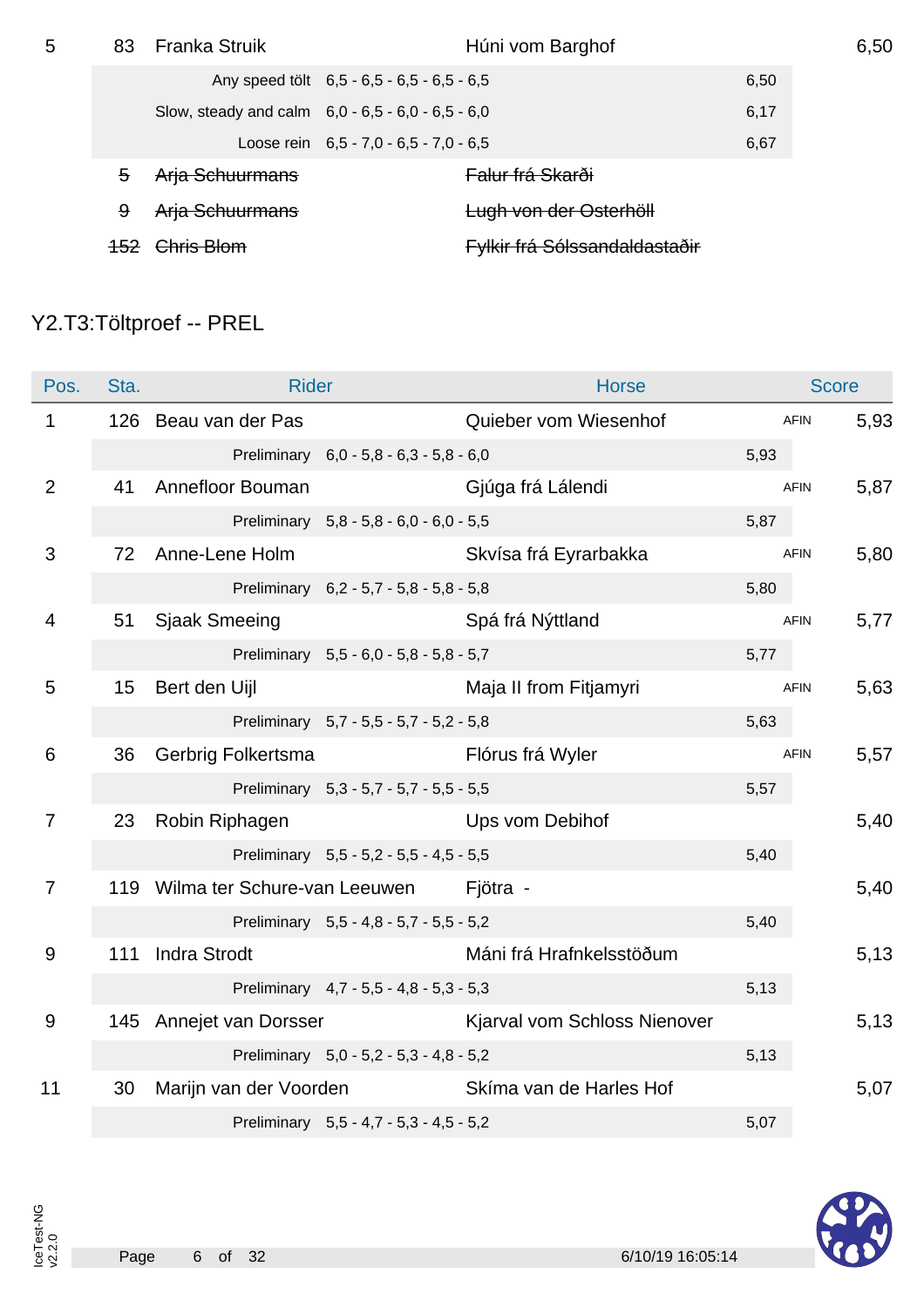| | | | | | |
|---|---|---|---|---|---|
| 5 | 83 | Franka Struik | Húni vom Barghof | | 6,50 |
| | | Any speed tölt 6,5 - 6,5 - 6,5 - 6,5 - 6,5 | | 6,50 | |
| | | Slow, steady and calm 6,0 - 6,5 - 6,0 - 6,5 - 6,0 | | 6,17 | |
| | | Loose rein 6,5 - 7,0 - 6,5 - 7,0 - 6,5 | | 6,67 | |
| | ~~5~~ | ~~Arja Schuurmans~~ | ~~Falur frá Skarði~~ | | |
| | ~~9~~ | ~~Arja Schuurmans~~ | ~~Lugh von der Osterhöll~~ | | |
| | ~~152~~ | ~~Chris Blom~~ | ~~Fylkir frá Sólssandaldastaðir~~ | | |

## Y2.T3:Töltproef -- PREL

| Pos. | Sta. | Rider | Horse | | Score |
|---|---|---|---|---|---|
| 1 | 126 | Beau van der Pas | Quieber vom Wiesenhof | AFIN | 5,93 |
| | | Preliminary 6,0 - 5,8 - 6,3 - 5,8 - 6,0 | | 5,93 | |
| 2 | 41 | Annefloor Bouman | Gjúga frá Lálendi | AFIN | 5,87 |
| | | Preliminary 5,8 - 5,8 - 6,0 - 6,0 - 5,5 | | 5,87 | |
| 3 | 72 | Anne-Lene Holm | Skvísa frá Eyrarbakka | AFIN | 5,80 |
| | | Preliminary 6,2 - 5,7 - 5,8 - 5,8 - 5,8 | | 5,80 | |
| 4 | 51 | Sjaak Smeeing | Spá frá Nýttland | AFIN | 5,77 |
| | | Preliminary 5,5 - 6,0 - 5,8 - 5,8 - 5,7 | | 5,77 | |
| 5 | 15 | Bert den Uijl | Maja II from Fitjamyri | AFIN | 5,63 |
| | | Preliminary 5,7 - 5,5 - 5,7 - 5,2 - 5,8 | | 5,63 | |
| 6 | 36 | Gerbrig Folkertsma | Flórus frá Wyler | AFIN | 5,57 |
| | | Preliminary 5,3 - 5,7 - 5,7 - 5,5 - 5,5 | | 5,57 | |
| 7 | 23 | Robin Riphagen | Ups vom Debihof | | 5,40 |
| | | Preliminary 5,5 - 5,2 - 5,5 - 4,5 - 5,5 | | 5,40 | |
| 7 | 119 | Wilma ter Schure-van Leeuwen | Fjötra - | | 5,40 |
| | | Preliminary 5,5 - 4,8 - 5,7 - 5,5 - 5,2 | | 5,40 | |
| 9 | 111 | Indra Strodt | Máni frá Hrafnkelsstöðum | | 5,13 |
| | | Preliminary 4,7 - 5,5 - 4,8 - 5,3 - 5,3 | | 5,13 | |
| 9 | 145 | Annejet van Dorsser | Kjarval vom Schloss Nienover | | 5,13 |
| | | Preliminary 5,0 - 5,2 - 5,3 - 4,8 - 5,2 | | 5,13 | |
| 11 | 30 | Marijn van der Voorden | Skíma van de Harles Hof | | 5,07 |
| | | Preliminary 5,5 - 4,7 - 5,3 - 4,5 - 5,2 | | 5,07 | |

IceTest-NG v2.2.0

6/10/19 16:05:14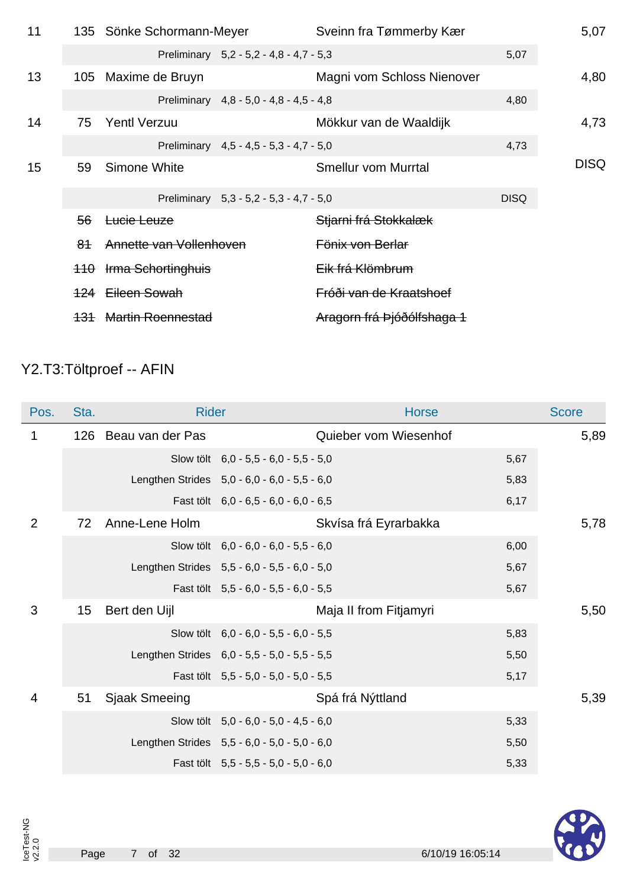| | | | | | |
|---|---|---|---|---|---|
| 11 | 135 | Sönke Schormann-Meyer | Sveinn fra Tømmerby Kær | | 5,07 |
| | | Preliminary | 5,2 - 5,2 - 4,8 - 4,7 - 5,3 | 5,07 | |
| 13 | 105 | Maxime de Bruyn | Magni vom Schloss Nienover | | 4,80 |
| | | Preliminary | 4,8 - 5,0 - 4,8 - 4,5 - 4,8 | 4,80 | |
| 14 | 75 | Yentl Verzuu | Mökkur van de Waaldijk | | 4,73 |
| | | Preliminary | 4,5 - 4,5 - 5,3 - 4,7 - 5,0 | 4,73 | |
| 15 | 59 | Simone White | Smellur vom Murrtal | | DISQ |
| | | Preliminary | 5,3 - 5,2 - 5,3 - 4,7 - 5,0 | DISQ | |
| | ~~56~~ | ~~Lucie Leuze~~ | ~~Stjarni frá Stokkalæk~~ | | |
| | ~~81~~ | ~~Annette van Vollenhoven~~ | ~~Fönix von Berlar~~ | | |
| | ~~110~~ | ~~Irma Schortinghuis~~ | ~~Eik frá Klömbrum~~ | | |
| | ~~124~~ | ~~Eileen Sowah~~ | ~~Fróði van de Kraatshoef~~ | | |
| | ~~131~~ | ~~Martin Roennestad~~ | ~~Aragorn frá Þjóðólfshaga 1~~ | | |

## Y2.T3:Töltproef -- AFIN

| Pos. | Sta. | Rider | Horse | | Score |
|---|---|---|---|---|---|
| 1 | 126 | Beau van der Pas | Quieber vom Wiesenhof | | 5,89 |
| | | Slow tölt | 6,0 - 5,5 - 6,0 - 5,5 - 5,0 | 5,67 | |
| | | Lengthen Strides | 5,0 - 6,0 - 6,0 - 5,5 - 6,0 | 5,83 | |
| | | Fast tölt | 6,0 - 6,5 - 6,0 - 6,0 - 6,5 | 6,17 | |
| 2 | 72 | Anne-Lene Holm | Skvísa frá Eyrarbakka | | 5,78 |
| | | Slow tölt | 6,0 - 6,0 - 6,0 - 5,5 - 6,0 | 6,00 | |
| | | Lengthen Strides | 5,5 - 6,0 - 5,5 - 6,0 - 5,0 | 5,67 | |
| | | Fast tölt | 5,5 - 6,0 - 5,5 - 6,0 - 5,5 | 5,67 | |
| 3 | 15 | Bert den Uijl | Maja II from Fitjamyri | | 5,50 |
| | | Slow tölt | 6,0 - 6,0 - 5,5 - 6,0 - 5,5 | 5,83 | |
| | | Lengthen Strides | 6,0 - 5,5 - 5,0 - 5,5 - 5,5 | 5,50 | |
| | | Fast tölt | 5,5 - 5,0 - 5,0 - 5,0 - 5,5 | 5,17 | |
| 4 | 51 | Sjaak Smeeing | Spá frá Nýttland | | 5,39 |
| | | Slow tölt | 5,0 - 6,0 - 5,0 - 4,5 - 6,0 | 5,33 | |
| | | Lengthen Strides | 5,5 - 6,0 - 5,0 - 5,0 - 6,0 | 5,50 | |
| | | Fast tölt | 5,5 - 5,5 - 5,0 - 5,0 - 6,0 | 5,33 | |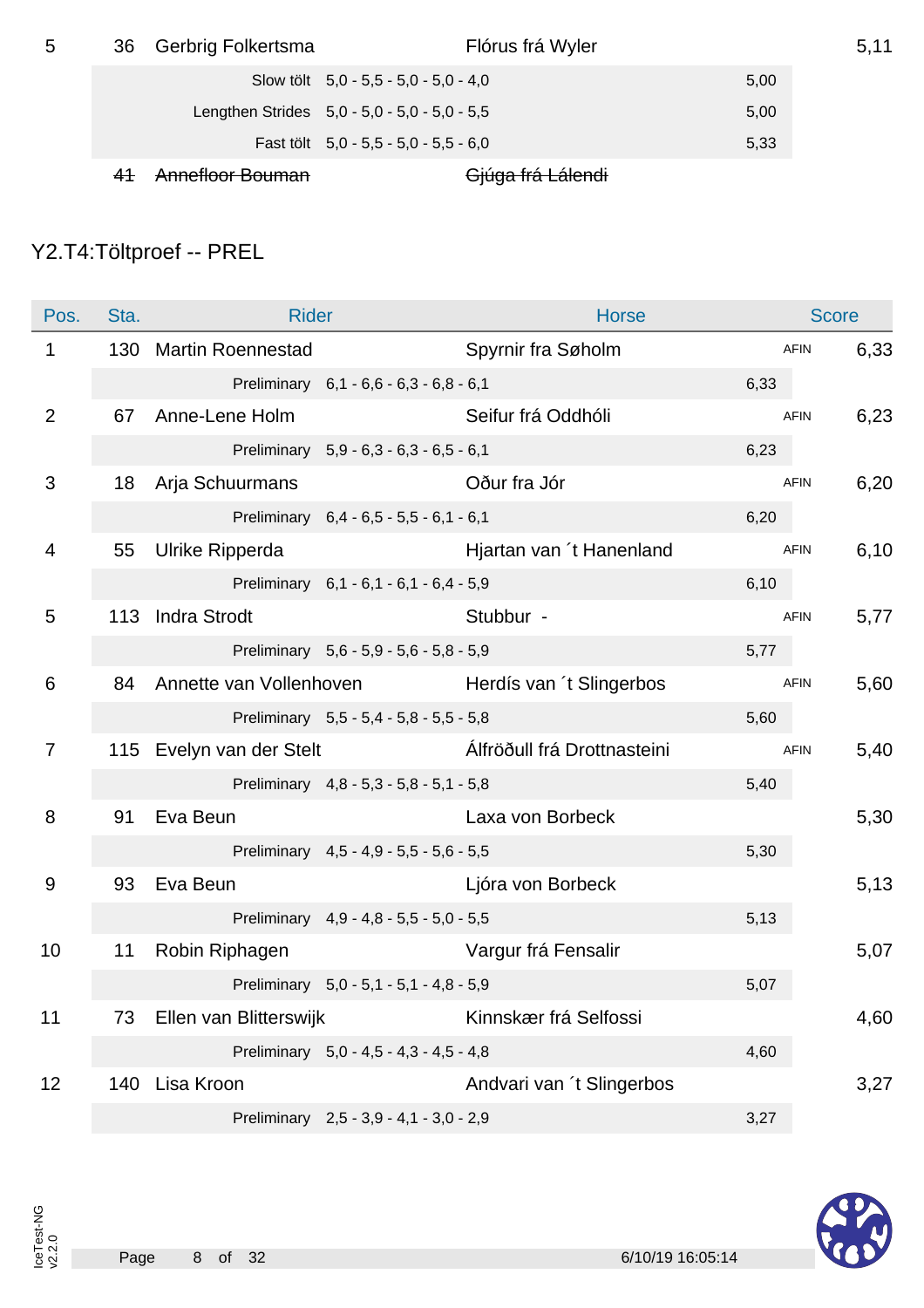| | | | | | |
|---|---|---|---|---|---|
| 5 | 36 | Gerbrig Folkertsma | Flórus frá Wyler | | 5,11 |
| | | Slow tölt 5,0 - 5,5 - 5,0 - 5,0 - 4,0 | 5,00 | | |
| | | Lengthen Strides 5,0 - 5,0 - 5,0 - 5,0 - 5,5 | 5,00 | | |
| | | Fast tölt 5,0 - 5,5 - 5,0 - 5,5 - 6,0 | 5,33 | | |
| | ~~41~~ | ~~Annefloor Bouman~~ | ~~Gjúga frá Lálendi~~ | | |

## Y2.T4:Töltproef -- PREL

| Pos. | Sta. | Rider | Horse | | Score |
|---|---|---|---|---|---|
| 1 | 130 | Martin Roennestad | Spyrnir fra Søholm | AFIN | 6,33 |
| | | Preliminary 6,1 - 6,6 - 6,3 - 6,8 - 6,1 | 6,33 | | |
| 2 | 67 | Anne-Lene Holm | Seifur frá Oddhóli | AFIN | 6,23 |
| | | Preliminary 5,9 - 6,3 - 6,3 - 6,5 - 6,1 | 6,23 | | |
| 3 | 18 | Arja Schuurmans | Oður fra Jór | AFIN | 6,20 |
| | | Preliminary 6,4 - 6,5 - 5,5 - 6,1 - 6,1 | 6,20 | | |
| 4 | 55 | Ulrike Ripperda | Hjartan van ´t Hanenland | AFIN | 6,10 |
| | | Preliminary 6,1 - 6,1 - 6,1 - 6,4 - 5,9 | 6,10 | | |
| 5 | 113 | Indra Strodt | Stubbur - | AFIN | 5,77 |
| | | Preliminary 5,6 - 5,9 - 5,6 - 5,8 - 5,9 | 5,77 | | |
| 6 | 84 | Annette van Vollenhoven | Herdís van ´t Slingerbos | AFIN | 5,60 |
| | | Preliminary 5,5 - 5,4 - 5,8 - 5,5 - 5,8 | 5,60 | | |
| 7 | 115 | Evelyn van der Stelt | Álfröðull frá Drottnasteini | AFIN | 5,40 |
| | | Preliminary 4,8 - 5,3 - 5,8 - 5,1 - 5,8 | 5,40 | | |
| 8 | 91 | Eva Beun | Laxa von Borbeck | | 5,30 |
| | | Preliminary 4,5 - 4,9 - 5,5 - 5,6 - 5,5 | 5,30 | | |
| 9 | 93 | Eva Beun | Ljóra von Borbeck | | 5,13 |
| | | Preliminary 4,9 - 4,8 - 5,5 - 5,0 - 5,5 | 5,13 | | |
| 10 | 11 | Robin Riphagen | Vargur frá Fensalir | | 5,07 |
| | | Preliminary 5,0 - 5,1 - 5,1 - 4,8 - 5,9 | 5,07 | | |
| 11 | 73 | Ellen van Blitterswijk | Kinnskær frá Selfossi | | 4,60 |
| | | Preliminary 5,0 - 4,5 - 4,3 - 4,5 - 4,8 | 4,60 | | |
| 12 | 140 | Lisa Kroon | Andvari van ´t Slingerbos | | 3,27 |
| | | Preliminary 2,5 - 3,9 - 4,1 - 3,0 - 2,9 | 3,27 | | |

6/10/19 16:05:14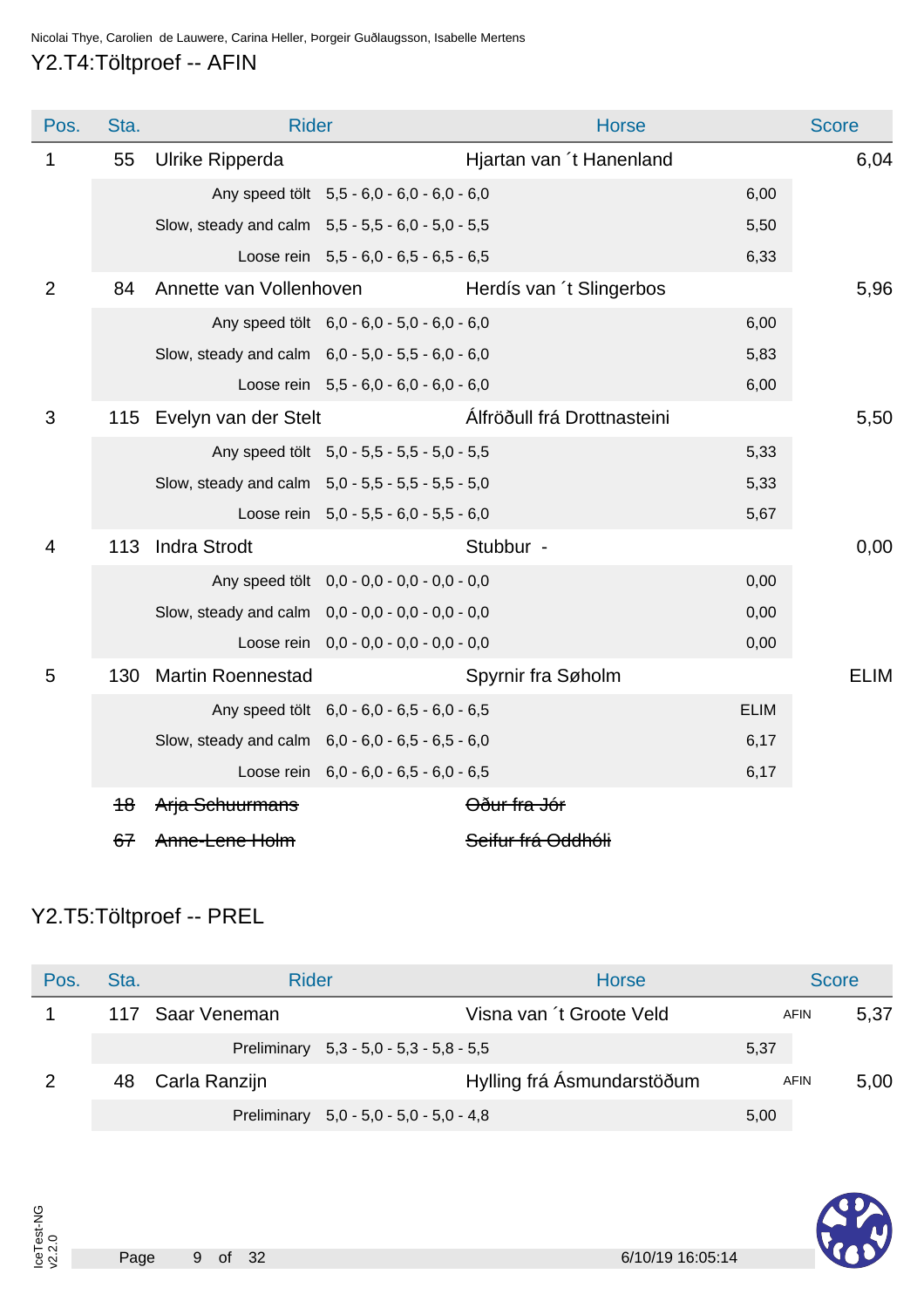Nicolai Thye, Carolien de Lauwere, Carina Heller, Þorgeir Guðlaugsson, Isabelle Mertens

## Y2.T4:Töltproef -- AFIN

| Pos. | Sta. | Rider | | Horse | Score |
|---|---|---|---|---|---|
| 1 | 55 | Ulrike Ripperda | | Hjartan van ´t Hanenland | 6,04 |
| | | Any speed tölt | 5,5 - 6,0 - 6,0 - 6,0 - 6,0 | 6,00 | |
| | | Slow, steady and calm | 5,5 - 5,5 - 6,0 - 5,0 - 5,5 | 5,50 | |
| | | Loose rein | 5,5 - 6,0 - 6,5 - 6,5 - 6,5 | 6,33 | |
| 2 | 84 | Annette van Vollenhoven | | Herdís van ´t Slingerbos | 5,96 |
| | | Any speed tölt | 6,0 - 6,0 - 5,0 - 6,0 - 6,0 | 6,00 | |
| | | Slow, steady and calm | 6,0 - 5,0 - 5,5 - 6,0 - 6,0 | 5,83 | |
| | | Loose rein | 5,5 - 6,0 - 6,0 - 6,0 - 6,0 | 6,00 | |
| 3 | 115 | Evelyn van der Stelt | | Álfröðull frá Drottnasteini | 5,50 |
| | | Any speed tölt | 5,0 - 5,5 - 5,5 - 5,0 - 5,5 | 5,33 | |
| | | Slow, steady and calm | 5,0 - 5,5 - 5,5 - 5,5 - 5,0 | 5,33 | |
| | | Loose rein | 5,0 - 5,5 - 6,0 - 5,5 - 6,0 | 5,67 | |
| 4 | 113 | Indra Strodt | | Stubbur - | 0,00 |
| | | Any speed tölt | 0,0 - 0,0 - 0,0 - 0,0 - 0,0 | 0,00 | |
| | | Slow, steady and calm | 0,0 - 0,0 - 0,0 - 0,0 - 0,0 | 0,00 | |
| | | Loose rein | 0,0 - 0,0 - 0,0 - 0,0 - 0,0 | 0,00 | |
| 5 | 130 | Martin Roennestad | | Spyrnir fra Søholm | ELIM |
| | | Any speed tölt | 6,0 - 6,0 - 6,5 - 6,0 - 6,5 | ELIM | |
| | | Slow, steady and calm | 6,0 - 6,0 - 6,5 - 6,5 - 6,0 | 6,17 | |
| | | Loose rein | 6,0 - 6,0 - 6,5 - 6,0 - 6,5 | 6,17 | |
| | ~~18~~ | ~~Arja Schuurmans~~ | | ~~Oður fra Jór~~ | |
| | ~~67~~ | ~~Anne-Lene Holm~~ | | ~~Seifur frá Oddhóli~~ | |

## Y2.T5:Töltproef -- PREL

| Pos. | Sta. | Rider | | Horse | | Score |
|---|---|---|---|---|---|---|
| 1 | 117 | Saar Veneman | | Visna van ´t Groote Veld | AFIN | 5,37 |
| | | Preliminary | 5,3 - 5,0 - 5,3 - 5,8 - 5,5 | 5,37 | | |
| 2 | 48 | Carla Ranzijn | | Hylling frá Ásmundarstöðum | AFIN | 5,00 |
| | | Preliminary | 5,0 - 5,0 - 5,0 - 5,0 - 4,8 | 5,00 | | |

6/10/19 16:05:14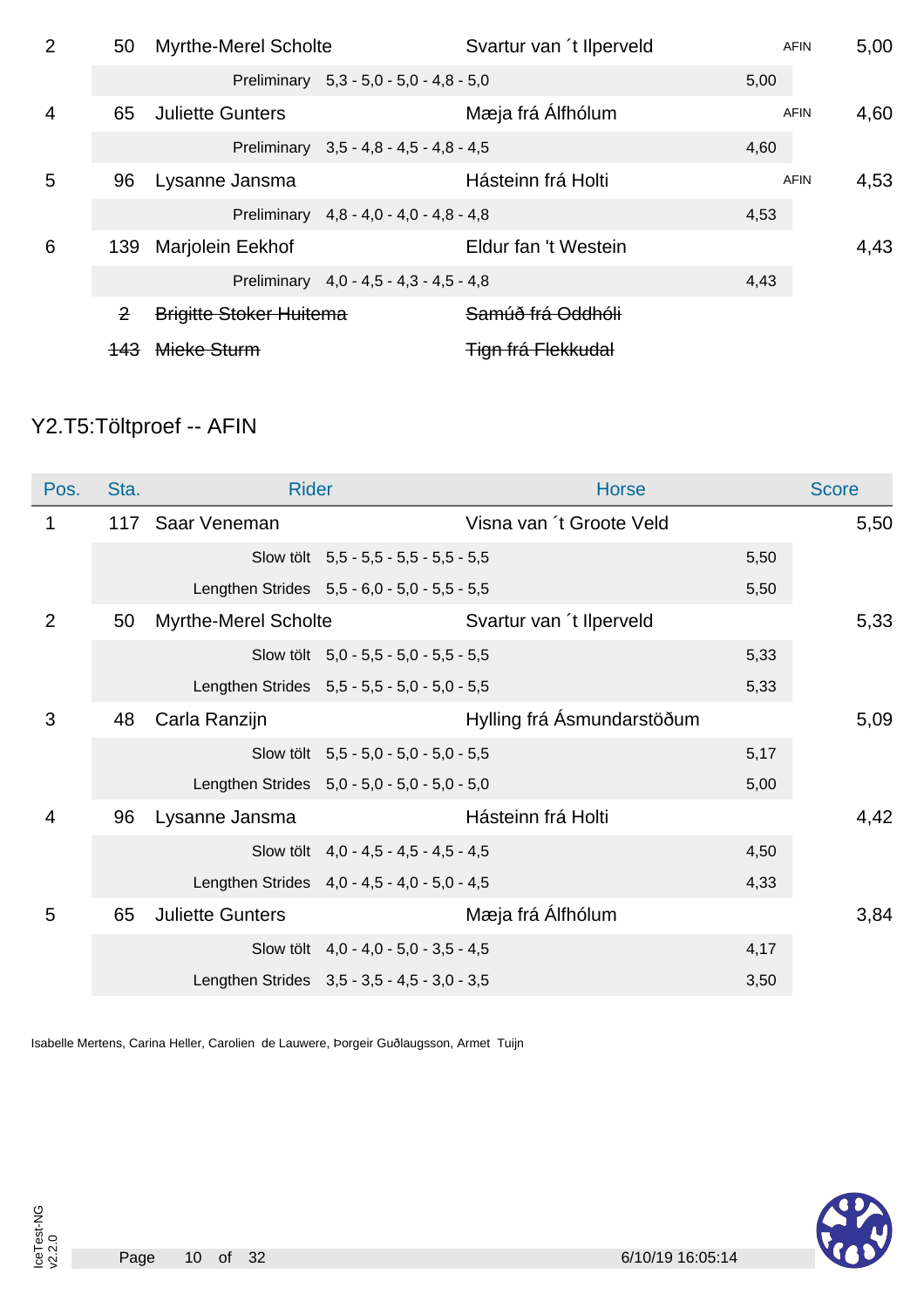| Pos. | Sta. | Rider | Horse | | | Score |
|---|---|---|---|---|---|---|
| 2 | 50 | Myrthe-Merel Scholte | Svartur van ´t Ilperveld | | AFIN | 5,00 |
| | | Preliminary 5,3 - 5,0 - 5,0 - 4,8 - 5,0 | | 5,00 | | |
| 4 | 65 | Juliette Gunters | Mæja frá Álfhólum | | AFIN | 4,60 |
| | | Preliminary 3,5 - 4,8 - 4,5 - 4,8 - 4,5 | | 4,60 | | |
| 5 | 96 | Lysanne Jansma | Hásteinn frá Holti | | AFIN | 4,53 |
| | | Preliminary 4,8 - 4,0 - 4,0 - 4,8 - 4,8 | | 4,53 | | |
| 6 | 139 | Marjolein Eekhof | Eldur fan 't Westein | | | 4,43 |
| | | Preliminary 4,0 - 4,5 - 4,3 - 4,5 - 4,8 | | 4,43 | | |
| | ~~2~~ | ~~Brigitte Stoker Huitema~~ | ~~Samúð frá Oddhóli~~ | | | |
| | ~~143~~ | ~~Mieke Sturm~~ | ~~Tign frá Flekkudal~~ | | | |

## Y2.T5:Töltproef -- AFIN

| Pos. | Sta. | Rider | Horse | | Score |
|---|---|---|---|---|---|
| 1 | 117 | Saar Veneman | Visna van ´t Groote Veld | | 5,50 |
| | | Slow tölt 5,5 - 5,5 - 5,5 - 5,5 - 5,5 | | 5,50 | |
| | | Lengthen Strides 5,5 - 6,0 - 5,0 - 5,5 - 5,5 | | 5,50 | |
| 2 | 50 | Myrthe-Merel Scholte | Svartur van ´t Ilperveld | | 5,33 |
| | | Slow tölt 5,0 - 5,5 - 5,0 - 5,5 - 5,5 | | 5,33 | |
| | | Lengthen Strides 5,5 - 5,5 - 5,0 - 5,0 - 5,5 | | 5,33 | |
| 3 | 48 | Carla Ranzijn | Hylling frá Ásmundarstöðum | | 5,09 |
| | | Slow tölt 5,5 - 5,0 - 5,0 - 5,0 - 5,5 | | 5,17 | |
| | | Lengthen Strides 5,0 - 5,0 - 5,0 - 5,0 - 5,0 | | 5,00 | |
| 4 | 96 | Lysanne Jansma | Hásteinn frá Holti | | 4,42 |
| | | Slow tölt 4,0 - 4,5 - 4,5 - 4,5 - 4,5 | | 4,50 | |
| | | Lengthen Strides 4,0 - 4,5 - 4,0 - 5,0 - 4,5 | | 4,33 | |
| 5 | 65 | Juliette Gunters | Mæja frá Álfhólum | | 3,84 |
| | | Slow tölt 4,0 - 4,0 - 5,0 - 3,5 - 4,5 | | 4,17 | |
| | | Lengthen Strides 3,5 - 3,5 - 4,5 - 3,0 - 3,5 | | 3,50 | |

Isabelle Mertens, Carina Heller, Carolien de Lauwere, Þorgeir Guðlaugsson, Armet Tuijn

IceTest-NG v2.2.0

6/10/19 16:05:14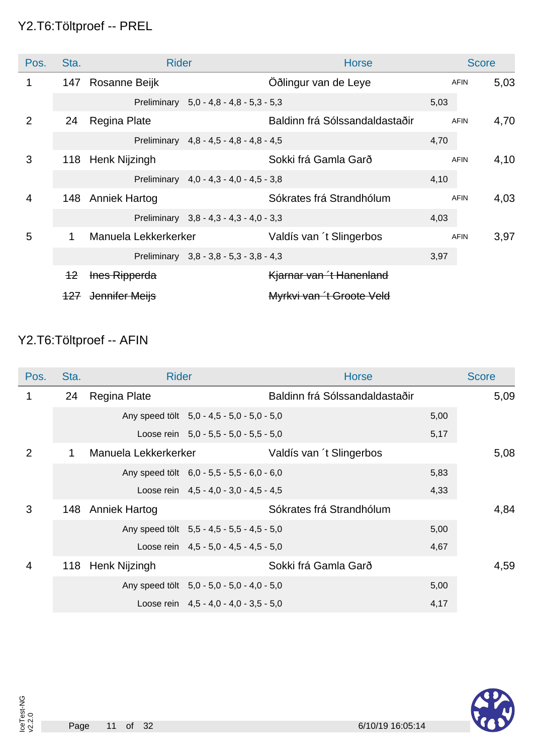## Y2.T6:Töltproef -- PREL

| Pos. | Sta. | Rider | Horse | | Score |
|---|---|---|---|---|---|
| 1 | 147 | Rosanne Beijk | Öðlingur van de Leye | AFIN | 5,03 |
| | | Preliminary 5,0 - 4,8 - 4,8 - 5,3 - 5,3 | 5,03 | | |
| 2 | 24 | Regina Plate | Baldinn frá Sólssandaldastaðir | AFIN | 4,70 |
| | | Preliminary 4,8 - 4,5 - 4,8 - 4,8 - 4,5 | 4,70 | | |
| 3 | 118 | Henk Nijzingh | Sokki frá Gamla Garð | AFIN | 4,10 |
| | | Preliminary 4,0 - 4,3 - 4,0 - 4,5 - 3,8 | 4,10 | | |
| 4 | 148 | Anniek Hartog | Sókrates frá Strandhólum | AFIN | 4,03 |
| | | Preliminary 3,8 - 4,3 - 4,3 - 4,0 - 3,3 | 4,03 | | |
| 5 | 1 | Manuela Lekkerkerker | Valdís van ´t Slingerbos | AFIN | 3,97 |
| | | Preliminary 3,8 - 3,8 - 5,3 - 3,8 - 4,3 | 3,97 | | |
| | ~~12~~ | ~~Ines Ripperda~~ | ~~Kjarnar van ´t Hanenland~~ | | |
| | ~~127~~ | ~~Jennifer Meijs~~ | ~~Myrkvi van ´t Groote Veld~~ | | |

## Y2.T6:Töltproef -- AFIN

| Pos. | Sta. | Rider | Horse | | Score |
|---|---|---|---|---|---|
| 1 | 24 | Regina Plate | Baldinn frá Sólssandaldastaðir | | 5,09 |
| | | Any speed tölt 5,0 - 4,5 - 5,0 - 5,0 - 5,0 | 5,00 | | |
| | | Loose rein 5,0 - 5,5 - 5,0 - 5,5 - 5,0 | 5,17 | | |
| 2 | 1 | Manuela Lekkerkerker | Valdís van ´t Slingerbos | | 5,08 |
| | | Any speed tölt 6,0 - 5,5 - 5,5 - 6,0 - 6,0 | 5,83 | | |
| | | Loose rein 4,5 - 4,0 - 3,0 - 4,5 - 4,5 | 4,33 | | |
| 3 | 148 | Anniek Hartog | Sókrates frá Strandhólum | | 4,84 |
| | | Any speed tölt 5,5 - 4,5 - 5,5 - 4,5 - 5,0 | 5,00 | | |
| | | Loose rein 4,5 - 5,0 - 4,5 - 4,5 - 5,0 | 4,67 | | |
| 4 | 118 | Henk Nijzingh | Sokki frá Gamla Garð | | 4,59 |
| | | Any speed tölt 5,0 - 5,0 - 5,0 - 4,0 - 5,0 | 5,00 | | |
| | | Loose rein 4,5 - 4,0 - 4,0 - 3,5 - 5,0 | 4,17 | | |

IceTest-NG v2.2.0

6/10/19 16:05:14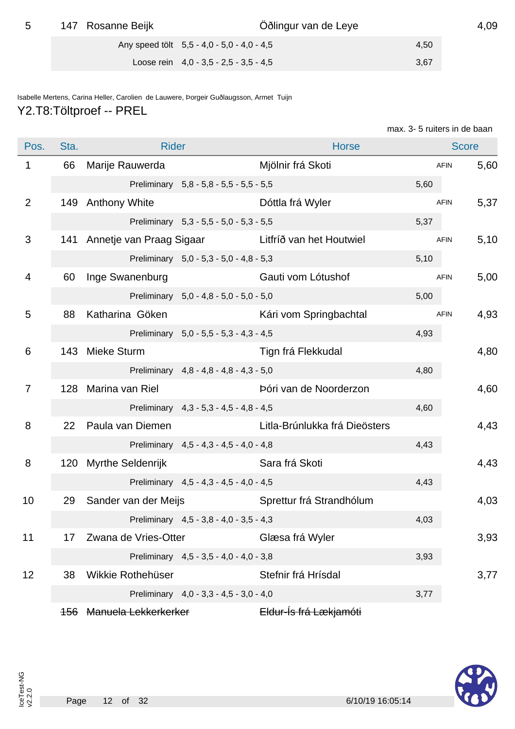| | | | | |
|---|---|---|---|---|
| 5 | 147 | Rosanne Beijk | Öðlingur van de Leye | 4,09 |
| | | Any speed tölt 5,5 - 4,0 - 5,0 - 4,0 - 4,5 | 4,50 | |
| | | Loose rein 4,0 - 3,5 - 2,5 - 3,5 - 4,5 | 3,67 | |

Isabelle Mertens, Carina Heller, Carolien de Lauwere, Þorgeir Guðlaugsson, Armet Tuijn

## Y2.T8:Töltproef -- PREL

max. 3- 5 ruiters in de baan

| Pos. | Sta. | Rider | Horse | | Score |
|---|---|---|---|---|---|
| 1 | 66 | Marije Rauwerda | Mjölnir frá Skoti | AFIN | 5,60 |
| | | Preliminary 5,8 - 5,8 - 5,5 - 5,5 - 5,5 | 5,60 | | |
| 2 | 149 | Anthony White | Dóttla frá Wyler | AFIN | 5,37 |
| | | Preliminary 5,3 - 5,5 - 5,0 - 5,3 - 5,5 | 5,37 | | |
| 3 | 141 | Annetje van Praag Sigaar | Litfríð van het Houtwiel | AFIN | 5,10 |
| | | Preliminary 5,0 - 5,3 - 5,0 - 4,8 - 5,3 | 5,10 | | |
| 4 | 60 | Inge Swanenburg | Gauti vom Lótushof | AFIN | 5,00 |
| | | Preliminary 5,0 - 4,8 - 5,0 - 5,0 - 5,0 | 5,00 | | |
| 5 | 88 | Katharina Göken | Kári vom Springbachtal | AFIN | 4,93 |
| | | Preliminary 5,0 - 5,5 - 5,3 - 4,3 - 4,5 | 4,93 | | |
| 6 | 143 | Mieke Sturm | Tign frá Flekkudal | | 4,80 |
| | | Preliminary 4,8 - 4,8 - 4,8 - 4,3 - 5,0 | 4,80 | | |
| 7 | 128 | Marina van Riel | Þóri van de Noorderzon | | 4,60 |
| | | Preliminary 4,3 - 5,3 - 4,5 - 4,8 - 4,5 | 4,60 | | |
| 8 | 22 | Paula van Diemen | Litla-Brúnlukka frá Dieösters | | 4,43 |
| | | Preliminary 4,5 - 4,3 - 4,5 - 4,0 - 4,8 | 4,43 | | |
| 8 | 120 | Myrthe Seldenrijk | Sara frá Skoti | | 4,43 |
| | | Preliminary 4,5 - 4,3 - 4,5 - 4,0 - 4,5 | 4,43 | | |
| 10 | 29 | Sander van der Meijs | Sprettur frá Strandhólum | | 4,03 |
| | | Preliminary 4,5 - 3,8 - 4,0 - 3,5 - 4,3 | 4,03 | | |
| 11 | 17 | Zwana de Vries-Otter | Glæsa frá Wyler | | 3,93 |
| | | Preliminary 4,5 - 3,5 - 4,0 - 4,0 - 3,8 | 3,93 | | |
| 12 | 38 | Wikkie Rothehüser | Stefnir frá Hrísdal | | 3,77 |
| | | Preliminary 4,0 - 3,3 - 4,5 - 3,0 - 4,0 | 3,77 | | |
| | ~~156~~ | ~~Manuela Lekkerkerker~~ | ~~Eldur-Ís frá Lækjamóti~~ | | |

IceTest-NG v2.2.0

6/10/19 16:05:14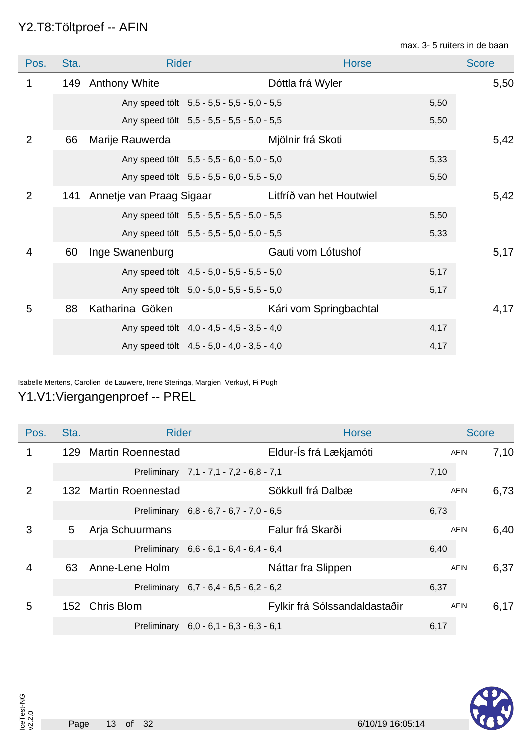## Y2.T8:Töltproef -- AFIN

max. 3- 5 ruiters in de baan

| Pos. | Sta. | Rider | | Horse | | Score |
|---|---|---|---|---|---|---|
| 1 | 149 | Anthony White | | Dóttla frá Wyler | | 5,50 |
| | | Any speed tölt | 5,5 - 5,5 - 5,5 - 5,0 - 5,5 | | 5,50 | |
| | | Any speed tölt | 5,5 - 5,5 - 5,5 - 5,0 - 5,5 | | 5,50 | |
| 2 | 66 | Marije Rauwerda | | Mjölnir frá Skoti | | 5,42 |
| | | Any speed tölt | 5,5 - 5,5 - 6,0 - 5,0 - 5,0 | | 5,33 | |
| | | Any speed tölt | 5,5 - 5,5 - 6,0 - 5,5 - 5,0 | | 5,50 | |
| 2 | 141 | Annetje van Praag Sigaar | | Litfríð van het Houtwiel | | 5,42 |
| | | Any speed tölt | 5,5 - 5,5 - 5,5 - 5,0 - 5,5 | | 5,50 | |
| | | Any speed tölt | 5,5 - 5,5 - 5,0 - 5,0 - 5,5 | | 5,33 | |
| 4 | 60 | Inge Swanenburg | | Gauti vom Lótushof | | 5,17 |
| | | Any speed tölt | 4,5 - 5,0 - 5,5 - 5,5 - 5,0 | | 5,17 | |
| | | Any speed tölt | 5,0 - 5,0 - 5,5 - 5,5 - 5,0 | | 5,17 | |
| 5 | 88 | Katharina Göken | | Kári vom Springbachtal | | 4,17 |
| | | Any speed tölt | 4,0 - 4,5 - 4,5 - 3,5 - 4,0 | | 4,17 | |
| | | Any speed tölt | 4,5 - 5,0 - 4,0 - 3,5 - 4,0 | | 4,17 | |

Isabelle Mertens, Carolien de Lauwere, Irene Steringa, Margien Verkuyl, Fi Pugh

## Y1.V1:Viergangenproef -- PREL

| Pos. | Sta. | Rider | | Horse | | | Score |
|---|---|---|---|---|---|---|---|
| 1 | 129 | Martin Roennestad | | Eldur-Ís frá Lækjamóti | | AFIN | 7,10 |
| | | Preliminary | 7,1 - 7,1 - 7,2 - 6,8 - 7,1 | | 7,10 | | |
| 2 | 132 | Martin Roennestad | | Sökkull frá Dalbæ | | AFIN | 6,73 |
| | | Preliminary | 6,8 - 6,7 - 6,7 - 7,0 - 6,5 | | 6,73 | | |
| 3 | 5 | Arja Schuurmans | | Falur frá Skarði | | AFIN | 6,40 |
| | | Preliminary | 6,6 - 6,1 - 6,4 - 6,4 - 6,4 | | 6,40 | | |
| 4 | 63 | Anne-Lene Holm | | Náttar fra Slippen | | AFIN | 6,37 |
| | | Preliminary | 6,7 - 6,4 - 6,5 - 6,2 - 6,2 | | 6,37 | | |
| 5 | 152 | Chris Blom | | Fylkir frá Sólssandaldastaðir | | AFIN | 6,17 |
| | | Preliminary | 6,0 - 6,1 - 6,3 - 6,3 - 6,1 | | 6,17 | | |

6/10/19 16:05:14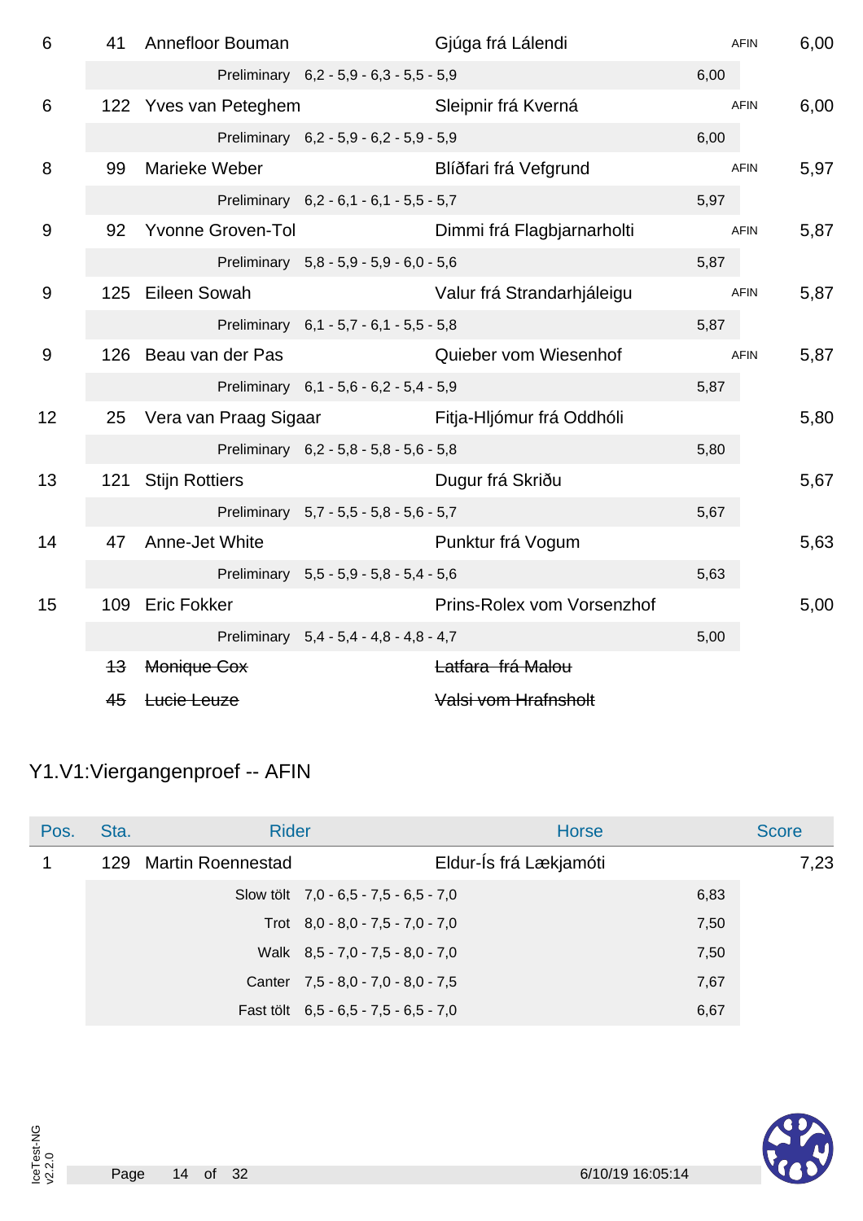| | | | | | |
|---|---|---|---|---|---|
| 6 | 41 | Annefloor Bouman | Gjúga frá Lálendi | AFIN | 6,00 |
| | | Preliminary 6,2 - 5,9 - 6,3 - 5,5 - 5,9 | | 6,00 | |
| 6 | 122 | Yves van Peteghem | Sleipnir frá Kverná | AFIN | 6,00 |
| | | Preliminary 6,2 - 5,9 - 6,2 - 5,9 - 5,9 | | 6,00 | |
| 8 | 99 | Marieke Weber | Blíðfari frá Vefgrund | AFIN | 5,97 |
| | | Preliminary 6,2 - 6,1 - 6,1 - 5,5 - 5,7 | | 5,97 | |
| 9 | 92 | Yvonne Groven-Tol | Dimmi frá Flagbjarnarholti | AFIN | 5,87 |
| | | Preliminary 5,8 - 5,9 - 5,9 - 6,0 - 5,6 | | 5,87 | |
| 9 | 125 | Eileen Sowah | Valur frá Strandarhjáleigu | AFIN | 5,87 |
| | | Preliminary 6,1 - 5,7 - 6,1 - 5,5 - 5,8 | | 5,87 | |
| 9 | 126 | Beau van der Pas | Quieber vom Wiesenhof | AFIN | 5,87 |
| | | Preliminary 6,1 - 5,6 - 6,2 - 5,4 - 5,9 | | 5,87 | |
| 12 | 25 | Vera van Praag Sigaar | Fitja-Hljómur frá Oddhóli | | 5,80 |
| | | Preliminary 6,2 - 5,8 - 5,8 - 5,6 - 5,8 | | 5,80 | |
| 13 | 121 | Stijn Rottiers | Dugur frá Skriðu | | 5,67 |
| | | Preliminary 5,7 - 5,5 - 5,8 - 5,6 - 5,7 | | 5,67 | |
| 14 | 47 | Anne-Jet White | Punktur frá Vogum | | 5,63 |
| | | Preliminary 5,5 - 5,9 - 5,8 - 5,4 - 5,6 | | 5,63 | |
| 15 | 109 | Eric Fokker | Prins-Rolex vom Vorsenzhof | | 5,00 |
| | | Preliminary 5,4 - 5,4 - 4,8 - 4,8 - 4,7 | | 5,00 | |
| | ~~13~~ | ~~Monique Cox~~ | ~~Latfara frá Malou~~ | | |
| | ~~45~~ | ~~Lucie Leuze~~ | ~~Valsi vom Hrafnsholt~~ | | |

## Y1.V1:Viergangenproef -- AFIN

| Pos. | Sta. | Rider | Horse | | Score |
|---|---|---|---|---|---|
| 1 | 129 | Martin Roennestad | Eldur-Ís frá Lækjamóti | | 7,23 |
| | | Slow tölt 7,0 - 6,5 - 7,5 - 6,5 - 7,0 | | 6,83 | |
| | | Trot 8,0 - 8,0 - 7,5 - 7,0 - 7,0 | | 7,50 | |
| | | Walk 8,5 - 7,0 - 7,5 - 8,0 - 7,0 | | 7,50 | |
| | | Canter 7,5 - 8,0 - 7,0 - 8,0 - 7,5 | | 7,67 | |
| | | Fast tölt 6,5 - 6,5 - 7,5 - 6,5 - 7,0 | | 6,67 | |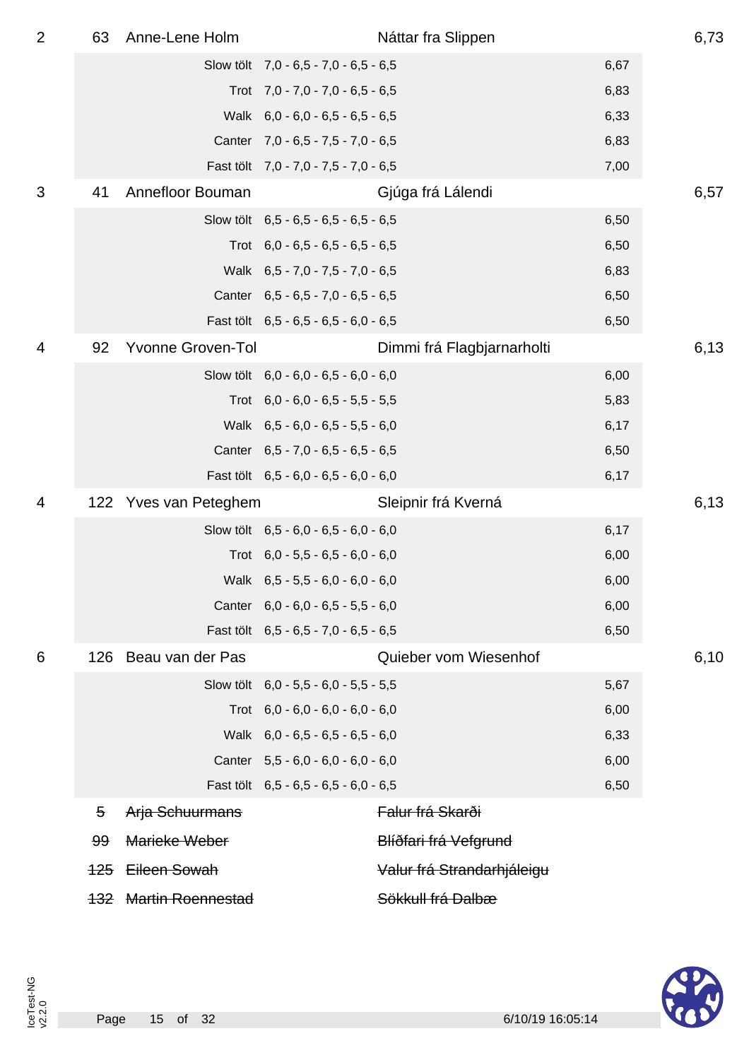| | | | | | |
|---|---|---|---|---|---|
| 2 | 63 | Anne-Lene Holm | Náttar fra Slippen | | 6,73 |
| | | Slow tölt | 7,0 - 6,5 - 7,0 - 6,5 - 6,5 | 6,67 | |
| | | Trot | 7,0 - 7,0 - 7,0 - 6,5 - 6,5 | 6,83 | |
| | | Walk | 6,0 - 6,0 - 6,5 - 6,5 - 6,5 | 6,33 | |
| | | Canter | 7,0 - 6,5 - 7,5 - 7,0 - 6,5 | 6,83 | |
| | | Fast tölt | 7,0 - 7,0 - 7,5 - 7,0 - 6,5 | 7,00 | |
| 3 | 41 | Annefloor Bouman | Gjúga frá Lálendi | | 6,57 |
| | | Slow tölt | 6,5 - 6,5 - 6,5 - 6,5 - 6,5 | 6,50 | |
| | | Trot | 6,0 - 6,5 - 6,5 - 6,5 - 6,5 | 6,50 | |
| | | Walk | 6,5 - 7,0 - 7,5 - 7,0 - 6,5 | 6,83 | |
| | | Canter | 6,5 - 6,5 - 7,0 - 6,5 - 6,5 | 6,50 | |
| | | Fast tölt | 6,5 - 6,5 - 6,5 - 6,0 - 6,5 | 6,50 | |
| 4 | 92 | Yvonne Groven-Tol | Dimmi frá Flagbjarnarholti | | 6,13 |
| | | Slow tölt | 6,0 - 6,0 - 6,5 - 6,0 - 6,0 | 6,00 | |
| | | Trot | 6,0 - 6,0 - 6,5 - 5,5 - 5,5 | 5,83 | |
| | | Walk | 6,5 - 6,0 - 6,5 - 5,5 - 6,0 | 6,17 | |
| | | Canter | 6,5 - 7,0 - 6,5 - 6,5 - 6,5 | 6,50 | |
| | | Fast tölt | 6,5 - 6,0 - 6,5 - 6,0 - 6,0 | 6,17 | |
| 4 | 122 | Yves van Peteghem | Sleipnir frá Kverná | | 6,13 |
| | | Slow tölt | 6,5 - 6,0 - 6,5 - 6,0 - 6,0 | 6,17 | |
| | | Trot | 6,0 - 5,5 - 6,5 - 6,0 - 6,0 | 6,00 | |
| | | Walk | 6,5 - 5,5 - 6,0 - 6,0 - 6,0 | 6,00 | |
| | | Canter | 6,0 - 6,0 - 6,5 - 5,5 - 6,0 | 6,00 | |
| | | Fast tölt | 6,5 - 6,5 - 7,0 - 6,5 - 6,5 | 6,50 | |
| 6 | 126 | Beau van der Pas | Quieber vom Wiesenhof | | 6,10 |
| | | Slow tölt | 6,0 - 5,5 - 6,0 - 5,5 - 5,5 | 5,67 | |
| | | Trot | 6,0 - 6,0 - 6,0 - 6,0 - 6,0 | 6,00 | |
| | | Walk | 6,0 - 6,5 - 6,5 - 6,5 - 6,0 | 6,33 | |
| | | Canter | 5,5 - 6,0 - 6,0 - 6,0 - 6,0 | 6,00 | |
| | | Fast tölt | 6,5 - 6,5 - 6,5 - 6,0 - 6,5 | 6,50 | |
| | ~~5~~ | ~~Arja Schuurmans~~ | ~~Falur frá Skarði~~ | | |
| | ~~99~~ | ~~Marieke Weber~~ | ~~Blíðfari frá Vefgrund~~ | | |
| | ~~125~~ | ~~Eileen Sowah~~ | ~~Valur frá Strandarhjáleigu~~ | | |
| | ~~132~~ | ~~Martin Roennestad~~ | ~~Sökkull frá Dalbæ~~ | | |

6/10/19 16:05:14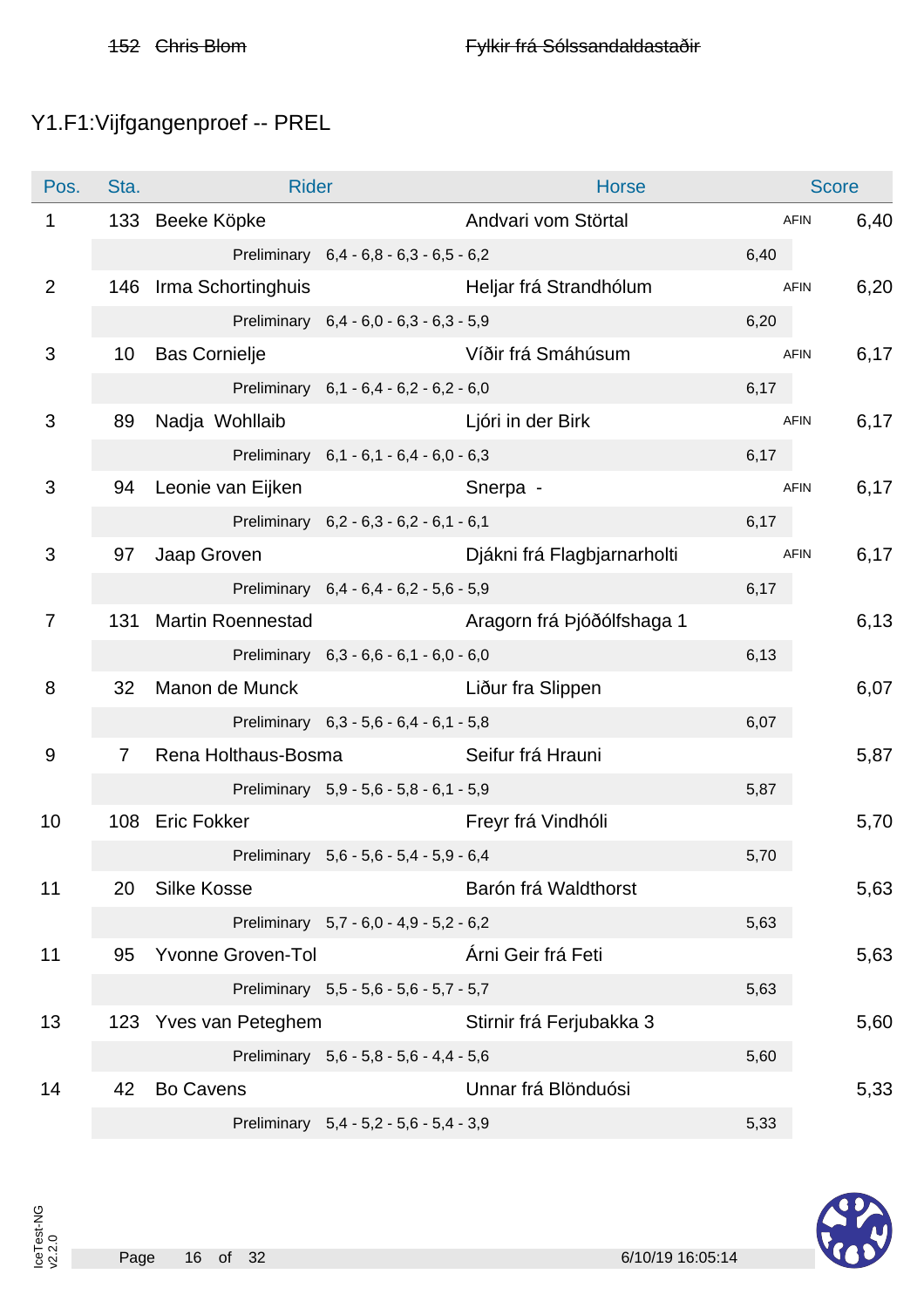~~152 Chris Blom~~ ~~Fylkir frá Sólssandaldastaðir~~

## Y1.F1:Vijfgangenproef -- PREL

| Pos. | Sta. | Rider | Horse | | Score |
|---|---|---|---|---|---|
| 1 | 133 | Beeke Köpke | Andvari vom Störtal | AFIN | 6,40 |
| | | Preliminary 6,4 - 6,8 - 6,3 - 6,5 - 6,2 | 6,40 | | |
| 2 | 146 | Irma Schortinghuis | Heljar frá Strandhólum | AFIN | 6,20 |
| | | Preliminary 6,4 - 6,0 - 6,3 - 6,3 - 5,9 | 6,20 | | |
| 3 | 10 | Bas Cornielje | Víðir frá Smáhúsum | AFIN | 6,17 |
| | | Preliminary 6,1 - 6,4 - 6,2 - 6,2 - 6,0 | 6,17 | | |
| 3 | 89 | Nadja Wohllaib | Ljóri in der Birk | AFIN | 6,17 |
| | | Preliminary 6,1 - 6,1 - 6,4 - 6,0 - 6,3 | 6,17 | | |
| 3 | 94 | Leonie van Eijken | Snerpa - | AFIN | 6,17 |
| | | Preliminary 6,2 - 6,3 - 6,2 - 6,1 - 6,1 | 6,17 | | |
| 3 | 97 | Jaap Groven | Djákni frá Flagbjarnarholti | AFIN | 6,17 |
| | | Preliminary 6,4 - 6,4 - 6,2 - 5,6 - 5,9 | 6,17 | | |
| 7 | 131 | Martin Roennestad | Aragorn frá Þjóðólfshaga 1 | | 6,13 |
| | | Preliminary 6,3 - 6,6 - 6,1 - 6,0 - 6,0 | 6,13 | | |
| 8 | 32 | Manon de Munck | Liður fra Slippen | | 6,07 |
| | | Preliminary 6,3 - 5,6 - 6,4 - 6,1 - 5,8 | 6,07 | | |
| 9 | 7 | Rena Holthaus-Bosma | Seifur frá Hrauni | | 5,87 |
| | | Preliminary 5,9 - 5,6 - 5,8 - 6,1 - 5,9 | 5,87 | | |
| 10 | 108 | Eric Fokker | Freyr frá Vindhóli | | 5,70 |
| | | Preliminary 5,6 - 5,6 - 5,4 - 5,9 - 6,4 | 5,70 | | |
| 11 | 20 | Silke Kosse | Barón frá Waldthorst | | 5,63 |
| | | Preliminary 5,7 - 6,0 - 4,9 - 5,2 - 6,2 | 5,63 | | |
| 11 | 95 | Yvonne Groven-Tol | Árni Geir frá Feti | | 5,63 |
| | | Preliminary 5,5 - 5,6 - 5,6 - 5,7 - 5,7 | 5,63 | | |
| 13 | 123 | Yves van Peteghem | Stirnir frá Ferjubakka 3 | | 5,60 |
| | | Preliminary 5,6 - 5,8 - 5,6 - 4,4 - 5,6 | 5,60 | | |
| 14 | 42 | Bo Cavens | Unnar frá Blönduósi | | 5,33 |
| | | Preliminary 5,4 - 5,2 - 5,6 - 5,4 - 3,9 | 5,33 | | |

IceTest-NG v2.2.0

6/10/19 16:05:14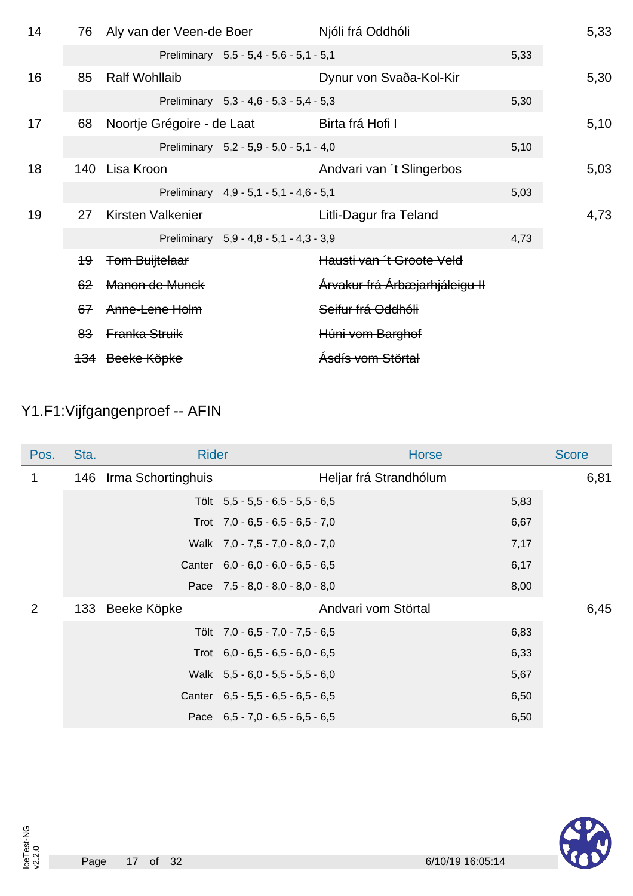| | | | | | |
|---|---|---|---|---|---|
| 14 | 76 | Aly van der Veen-de Boer | Njóli frá Oddhóli | | 5,33 |
| | | Preliminary 5,5 - 5,4 - 5,6 - 5,1 - 5,1 | | 5,33 | |
| 16 | 85 | Ralf Wohllaib | Dynur von Svaða-Kol-Kir | | 5,30 |
| | | Preliminary 5,3 - 4,6 - 5,3 - 5,4 - 5,3 | | 5,30 | |
| 17 | 68 | Noortje Grégoire - de Laat | Birta frá Hofi I | | 5,10 |
| | | Preliminary 5,2 - 5,9 - 5,0 - 5,1 - 4,0 | | 5,10 | |
| 18 | 140 | Lisa Kroon | Andvari van ´t Slingerbos | | 5,03 |
| | | Preliminary 4,9 - 5,1 - 5,1 - 4,6 - 5,1 | | 5,03 | |
| 19 | 27 | Kirsten Valkenier | Litli-Dagur fra Teland | | 4,73 |
| | | Preliminary 5,9 - 4,8 - 5,1 - 4,3 - 3,9 | | 4,73 | |
| | ~~19~~ | ~~Tom Buijtelaar~~ | ~~Hausti van ´t Groote Veld~~ | | |
| | ~~62~~ | ~~Manon de Munck~~ | ~~Árvakur frá Árbæjarhjáleigu II~~ | | |
| | ~~67~~ | ~~Anne-Lene Holm~~ | ~~Seifur frá Oddhóli~~ | | |
| | ~~83~~ | ~~Franka Struik~~ | ~~Húni vom Barghof~~ | | |
| | ~~134~~ | ~~Beeke Köpke~~ | ~~Ásdís vom Störtal~~ | | |

## Y1.F1:Vijfgangenproef -- AFIN

| Pos. | Sta. | Rider | Horse | | Score |
|---|---|---|---|---|---|
| 1 | 146 | Irma Schortinghuis | Heljar frá Strandhólum | | 6,81 |
| | | Tölt 5,5 - 5,5 - 6,5 - 5,5 - 6,5 | | 5,83 | |
| | | Trot 7,0 - 6,5 - 6,5 - 6,5 - 7,0 | | 6,67 | |
| | | Walk 7,0 - 7,5 - 7,0 - 8,0 - 7,0 | | 7,17 | |
| | | Canter 6,0 - 6,0 - 6,0 - 6,5 - 6,5 | | 6,17 | |
| | | Pace 7,5 - 8,0 - 8,0 - 8,0 - 8,0 | | 8,00 | |
| 2 | 133 | Beeke Köpke | Andvari vom Störtal | | 6,45 |
| | | Tölt 7,0 - 6,5 - 7,0 - 7,5 - 6,5 | | 6,83 | |
| | | Trot 6,0 - 6,5 - 6,5 - 6,0 - 6,5 | | 6,33 | |
| | | Walk 5,5 - 6,0 - 5,5 - 5,5 - 6,0 | | 5,67 | |
| | | Canter 6,5 - 5,5 - 6,5 - 6,5 - 6,5 | | 6,50 | |
| | | Pace 6,5 - 7,0 - 6,5 - 6,5 - 6,5 | | 6,50 | |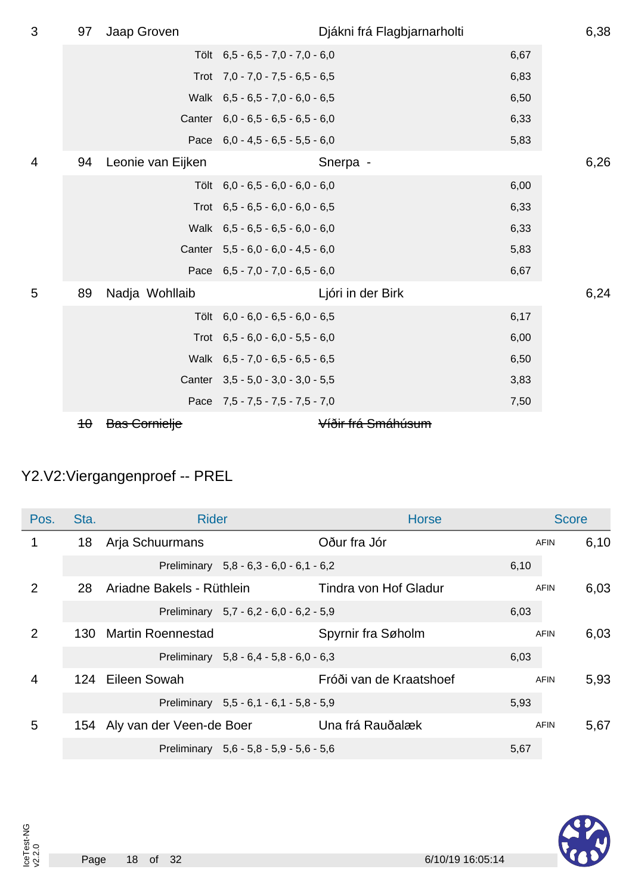| | | | | |
|---|---|---|---|---|
| 3 | 97 | Jaap Groven | Djákni frá Flagbjarnarholti | 6,38 |
| | | Tölt 6,5 - 6,5 - 7,0 - 7,0 - 6,0 | 6,67 | |
| | | Trot 7,0 - 7,0 - 7,5 - 6,5 - 6,5 | 6,83 | |
| | | Walk 6,5 - 6,5 - 7,0 - 6,0 - 6,5 | 6,50 | |
| | | Canter 6,0 - 6,5 - 6,5 - 6,5 - 6,0 | 6,33 | |
| | | Pace 6,0 - 4,5 - 6,5 - 5,5 - 6,0 | 5,83 | |
| 4 | 94 | Leonie van Eijken | Snerpa - | 6,26 |
| | | Tölt 6,0 - 6,5 - 6,0 - 6,0 - 6,0 | 6,00 | |
| | | Trot 6,5 - 6,5 - 6,0 - 6,0 - 6,5 | 6,33 | |
| | | Walk 6,5 - 6,5 - 6,5 - 6,0 - 6,0 | 6,33 | |
| | | Canter 5,5 - 6,0 - 6,0 - 4,5 - 6,0 | 5,83 | |
| | | Pace 6,5 - 7,0 - 7,0 - 6,5 - 6,0 | 6,67 | |
| 5 | 89 | Nadja Wohllaib | Ljóri in der Birk | 6,24 |
| | | Tölt 6,0 - 6,0 - 6,5 - 6,0 - 6,5 | 6,17 | |
| | | Trot 6,5 - 6,0 - 6,0 - 5,5 - 6,0 | 6,00 | |
| | | Walk 6,5 - 7,0 - 6,5 - 6,5 - 6,5 | 6,50 | |
| | | Canter 3,5 - 5,0 - 3,0 - 3,0 - 5,5 | 3,83 | |
| | | Pace 7,5 - 7,5 - 7,5 - 7,5 - 7,0 | 7,50 | |
| | ~~10~~ | ~~Bas Cornielje~~ | ~~Víðir frá Smáhúsum~~ | |

## Y2.V2:Viergangenproef -- PREL

| Pos. | Sta. | Rider | Horse | | Score |
|---|---|---|---|---|---|
| 1 | 18 | Arja Schuurmans | Oður fra Jór | AFIN | 6,10 |
| | | Preliminary 5,8 - 6,3 - 6,0 - 6,1 - 6,2 | 6,10 | | |
| 2 | 28 | Ariadne Bakels - Rüthlein | Tindra von Hof Gladur | AFIN | 6,03 |
| | | Preliminary 5,7 - 6,2 - 6,0 - 6,2 - 5,9 | 6,03 | | |
| 2 | 130 | Martin Roennestad | Spyrnir fra Søholm | AFIN | 6,03 |
| | | Preliminary 5,8 - 6,4 - 5,8 - 6,0 - 6,3 | 6,03 | | |
| 4 | 124 | Eileen Sowah | Fróði van de Kraatshoef | AFIN | 5,93 |
| | | Preliminary 5,5 - 6,1 - 6,1 - 5,8 - 5,9 | 5,93 | | |
| 5 | 154 | Aly van der Veen-de Boer | Una frá Rauðalæk | AFIN | 5,67 |
| | | Preliminary 5,6 - 5,8 - 5,9 - 5,6 - 5,6 | 5,67 | | |

IceTest-NG v2.2.0

6/10/19 16:05:14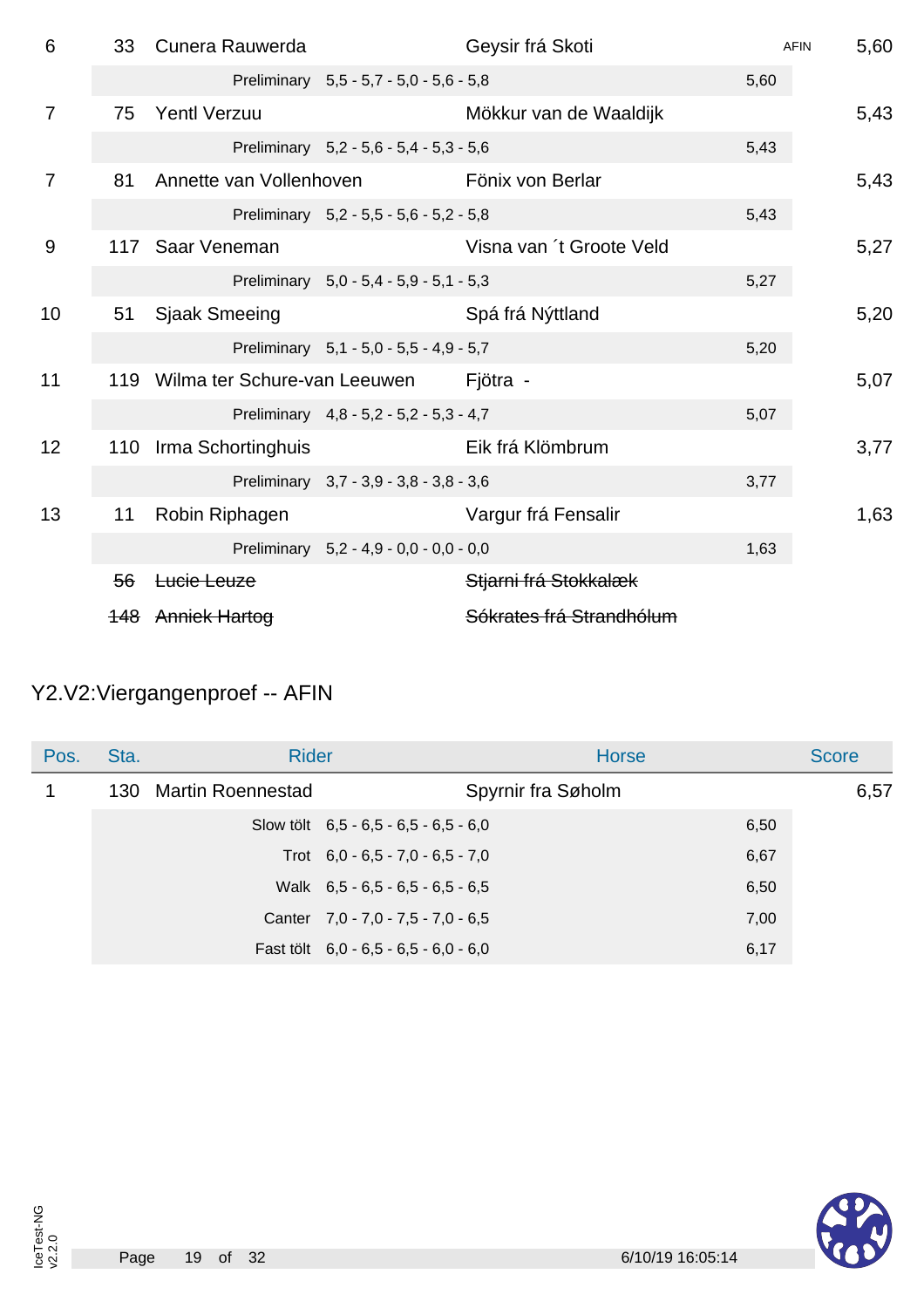| | | | | | |
|---|---|---|---|---|---|
| 6 | 33 | Cunera Rauwerda | Geysir frá Skoti | AFIN | 5,60 |
| | | Preliminary 5,5 - 5,7 - 5,0 - 5,6 - 5,8 | | 5,60 | |
| 7 | 75 | Yentl Verzuu | Mökkur van de Waaldijk | | 5,43 |
| | | Preliminary 5,2 - 5,6 - 5,4 - 5,3 - 5,6 | | 5,43 | |
| 7 | 81 | Annette van Vollenhoven | Fönix von Berlar | | 5,43 |
| | | Preliminary 5,2 - 5,5 - 5,6 - 5,2 - 5,8 | | 5,43 | |
| 9 | 117 | Saar Veneman | Visna van ´t Groote Veld | | 5,27 |
| | | Preliminary 5,0 - 5,4 - 5,9 - 5,1 - 5,3 | | 5,27 | |
| 10 | 51 | Sjaak Smeeing | Spá frá Nýttland | | 5,20 |
| | | Preliminary 5,1 - 5,0 - 5,5 - 4,9 - 5,7 | | 5,20 | |
| 11 | 119 | Wilma ter Schure-van Leeuwen | Fjötra - | | 5,07 |
| | | Preliminary 4,8 - 5,2 - 5,2 - 5,3 - 4,7 | | 5,07 | |
| 12 | 110 | Irma Schortinghuis | Eik frá Klömbrum | | 3,77 |
| | | Preliminary 3,7 - 3,9 - 3,8 - 3,8 - 3,6 | | 3,77 | |
| 13 | 11 | Robin Riphagen | Vargur frá Fensalir | | 1,63 |
| | | Preliminary 5,2 - 4,9 - 0,0 - 0,0 - 0,0 | | 1,63 | |
| | ~~56~~ | ~~Lucie Leuze~~ | ~~Stjarni frá Stokkalæk~~ | | |
| | ~~148~~ | ~~Anniek Hartog~~ | ~~Sókrates frá Strandhólum~~ | | |

## Y2.V2:Viergangenproef -- AFIN

| Pos. | Sta. | Rider | Horse | | Score |
|---|---|---|---|---|---|
| 1 | 130 | Martin Roennestad | Spyrnir fra Søholm | | 6,57 |
| | | Slow tölt 6,5 - 6,5 - 6,5 - 6,5 - 6,0 | | 6,50 | |
| | | Trot 6,0 - 6,5 - 7,0 - 6,5 - 7,0 | | 6,67 | |
| | | Walk 6,5 - 6,5 - 6,5 - 6,5 - 6,5 | | 6,50 | |
| | | Canter 7,0 - 7,0 - 7,5 - 7,0 - 6,5 | | 7,00 | |
| | | Fast tölt 6,0 - 6,5 - 6,5 - 6,0 - 6,0 | | 6,17 | |

IceTest-NG v2.2.0

6/10/19 16:05:14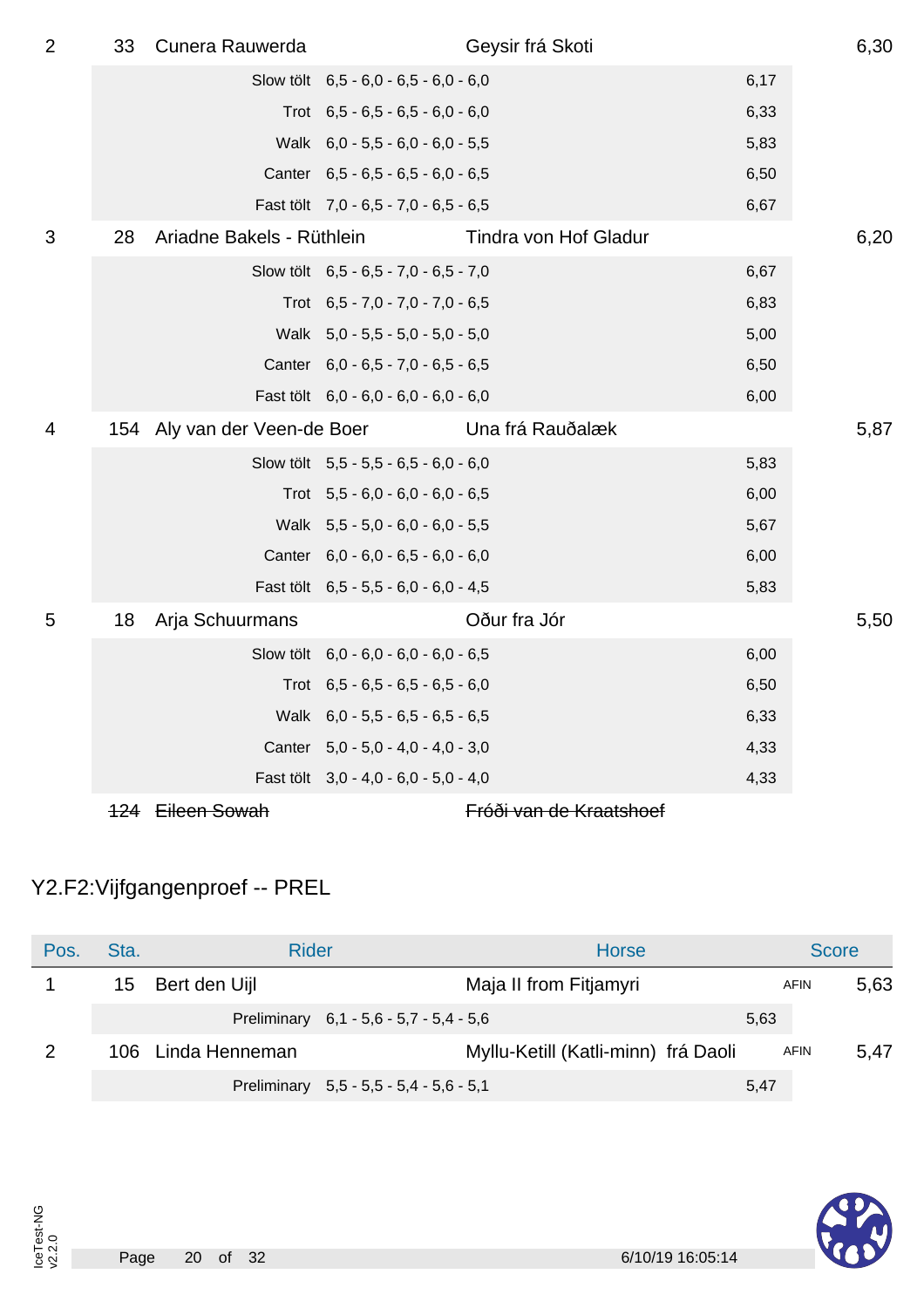| | | | | |
|---|---|---|---|---|
| 2 | 33 | Cunera Rauwerda | Geysir frá Skoti | 6,30 |
| | | Slow tölt 6,5 - 6,0 - 6,5 - 6,0 - 6,0 | 6,17 | |
| | | Trot 6,5 - 6,5 - 6,5 - 6,0 - 6,0 | 6,33 | |
| | | Walk 6,0 - 5,5 - 6,0 - 6,0 - 5,5 | 5,83 | |
| | | Canter 6,5 - 6,5 - 6,5 - 6,0 - 6,5 | 6,50 | |
| | | Fast tölt 7,0 - 6,5 - 7,0 - 6,5 - 6,5 | 6,67 | |
| 3 | 28 | Ariadne Bakels - Rüthlein | Tindra von Hof Gladur | 6,20 |
| | | Slow tölt 6,5 - 6,5 - 7,0 - 6,5 - 7,0 | 6,67 | |
| | | Trot 6,5 - 7,0 - 7,0 - 7,0 - 6,5 | 6,83 | |
| | | Walk 5,0 - 5,5 - 5,0 - 5,0 - 5,0 | 5,00 | |
| | | Canter 6,0 - 6,5 - 7,0 - 6,5 - 6,5 | 6,50 | |
| | | Fast tölt 6,0 - 6,0 - 6,0 - 6,0 - 6,0 | 6,00 | |
| 4 | 154 | Aly van der Veen-de Boer | Una frá Rauðalæk | 5,87 |
| | | Slow tölt 5,5 - 5,5 - 6,5 - 6,0 - 6,0 | 5,83 | |
| | | Trot 5,5 - 6,0 - 6,0 - 6,0 - 6,5 | 6,00 | |
| | | Walk 5,5 - 5,0 - 6,0 - 6,0 - 5,5 | 5,67 | |
| | | Canter 6,0 - 6,0 - 6,5 - 6,0 - 6,0 | 6,00 | |
| | | Fast tölt 6,5 - 5,5 - 6,0 - 6,0 - 4,5 | 5,83 | |
| 5 | 18 | Arja Schuurmans | Oður fra Jór | 5,50 |
| | | Slow tölt 6,0 - 6,0 - 6,0 - 6,0 - 6,5 | 6,00 | |
| | | Trot 6,5 - 6,5 - 6,5 - 6,5 - 6,0 | 6,50 | |
| | | Walk 6,0 - 5,5 - 6,5 - 6,5 - 6,5 | 6,33 | |
| | | Canter 5,0 - 5,0 - 4,0 - 4,0 - 3,0 | 4,33 | |
| | | Fast tölt 3,0 - 4,0 - 6,0 - 5,0 - 4,0 | 4,33 | |
| | ~~124~~ | ~~Eileen Sowah~~ | ~~Fróði van de Kraatshoef~~ | |

## Y2.F2:Vijfgangenproef -- PREL

| Pos. | Sta. | Rider | Horse | | Score |
|---|---|---|---|---|---|
| 1 | 15 | Bert den Uijl | Maja II from Fitjamyri | AFIN | 5,63 |
| | | Preliminary 6,1 - 5,6 - 5,7 - 5,4 - 5,6 | 5,63 | | |
| 2 | 106 | Linda Henneman | Myllu-Ketill (Katli-minn) frá Daoli | AFIN | 5,47 |
| | | Preliminary 5,5 - 5,5 - 5,4 - 5,6 - 5,1 | 5,47 | | |

IceTest-NG v2.2.0

6/10/19 16:05:14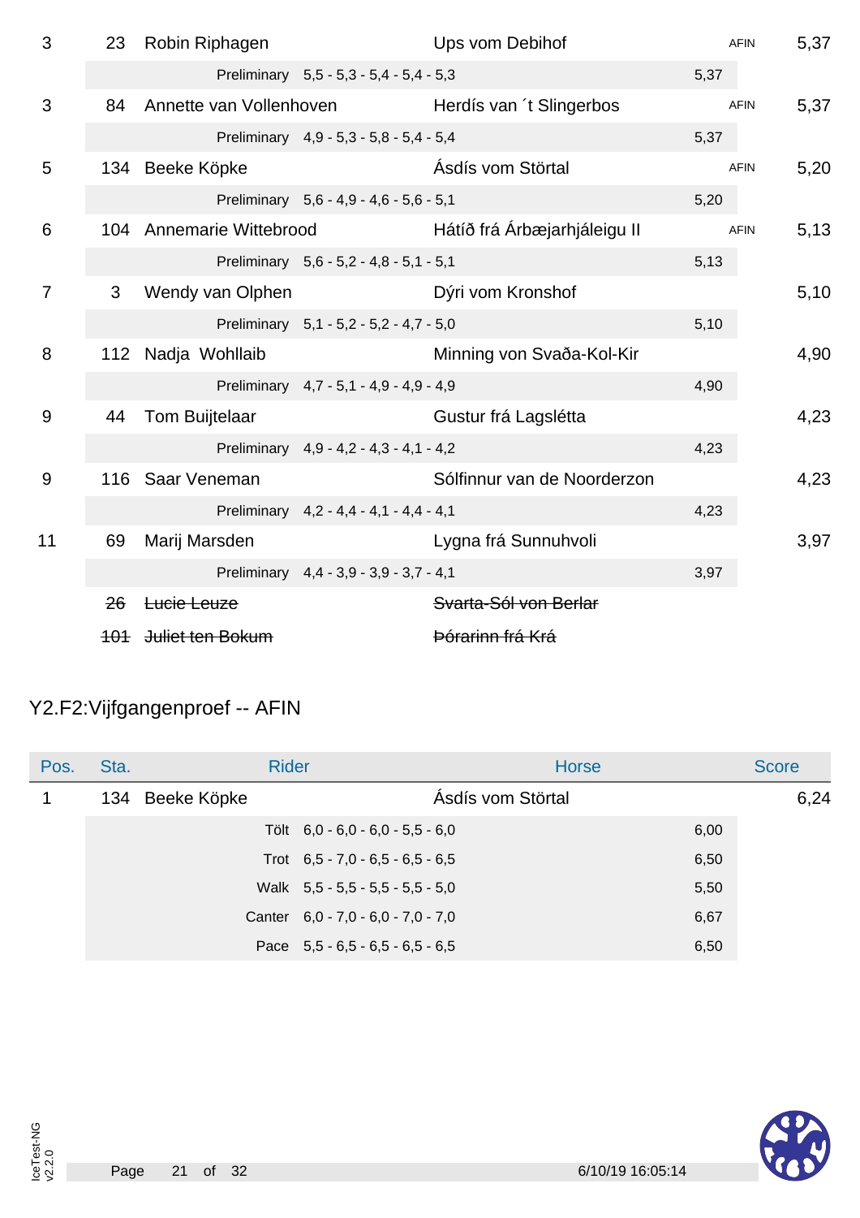| | | | | | |
|---|---|---|---|---|---|
| 3 | 23 | Robin Riphagen | Ups vom Debihof | AFIN | 5,37 |
| | | Preliminary 5,5 - 5,3 - 5,4 - 5,4 - 5,3 | | 5,37 | |
| 3 | 84 | Annette van Vollenhoven | Herdís van ´t Slingerbos | AFIN | 5,37 |
| | | Preliminary 4,9 - 5,3 - 5,8 - 5,4 - 5,4 | | 5,37 | |
| 5 | 134 | Beeke Köpke | Ásdís vom Störtal | AFIN | 5,20 |
| | | Preliminary 5,6 - 4,9 - 4,6 - 5,6 - 5,1 | | 5,20 | |
| 6 | 104 | Annemarie Wittebrood | Hátíð frá Árbæjarhjáleigu II | AFIN | 5,13 |
| | | Preliminary 5,6 - 5,2 - 4,8 - 5,1 - 5,1 | | 5,13 | |
| 7 | 3 | Wendy van Olphen | Dýri vom Kronshof | | 5,10 |
| | | Preliminary 5,1 - 5,2 - 5,2 - 4,7 - 5,0 | | 5,10 | |
| 8 | 112 | Nadja Wohllaib | Minning von Svaða-Kol-Kir | | 4,90 |
| | | Preliminary 4,7 - 5,1 - 4,9 - 4,9 - 4,9 | | 4,90 | |
| 9 | 44 | Tom Buijtelaar | Gustur frá Lagslétta | | 4,23 |
| | | Preliminary 4,9 - 4,2 - 4,3 - 4,1 - 4,2 | | 4,23 | |
| 9 | 116 | Saar Veneman | Sólfinnur van de Noorderzon | | 4,23 |
| | | Preliminary 4,2 - 4,4 - 4,1 - 4,4 - 4,1 | | 4,23 | |
| 11 | 69 | Marij Marsden | Lygna frá Sunnuhvoli | | 3,97 |
| | | Preliminary 4,4 - 3,9 - 3,9 - 3,7 - 4,1 | | 3,97 | |
| | ~~26~~ | ~~Lucie Leuze~~ | ~~Svarta-Sól von Berlar~~ | | |
| | ~~101~~ | ~~Juliet ten Bokum~~ | ~~Þórarinn frá Krá~~ | | |

## Y2.F2:Vijfgangenproef -- AFIN

| Pos. | Sta. | Rider | Horse | | Score |
|---|---|---|---|---|---|
| 1 | 134 | Beeke Köpke | Ásdís vom Störtal | | 6,24 |
| | | Tölt 6,0 - 6,0 - 6,0 - 5,5 - 6,0 | | 6,00 | |
| | | Trot 6,5 - 7,0 - 6,5 - 6,5 - 6,5 | | 6,50 | |
| | | Walk 5,5 - 5,5 - 5,5 - 5,5 - 5,0 | | 5,50 | |
| | | Canter 6,0 - 7,0 - 6,0 - 7,0 - 7,0 | | 6,67 | |
| | | Pace 5,5 - 6,5 - 6,5 - 6,5 - 6,5 | | 6,50 | |

IceTest-NG v2.2.0

6/10/19 16:05:14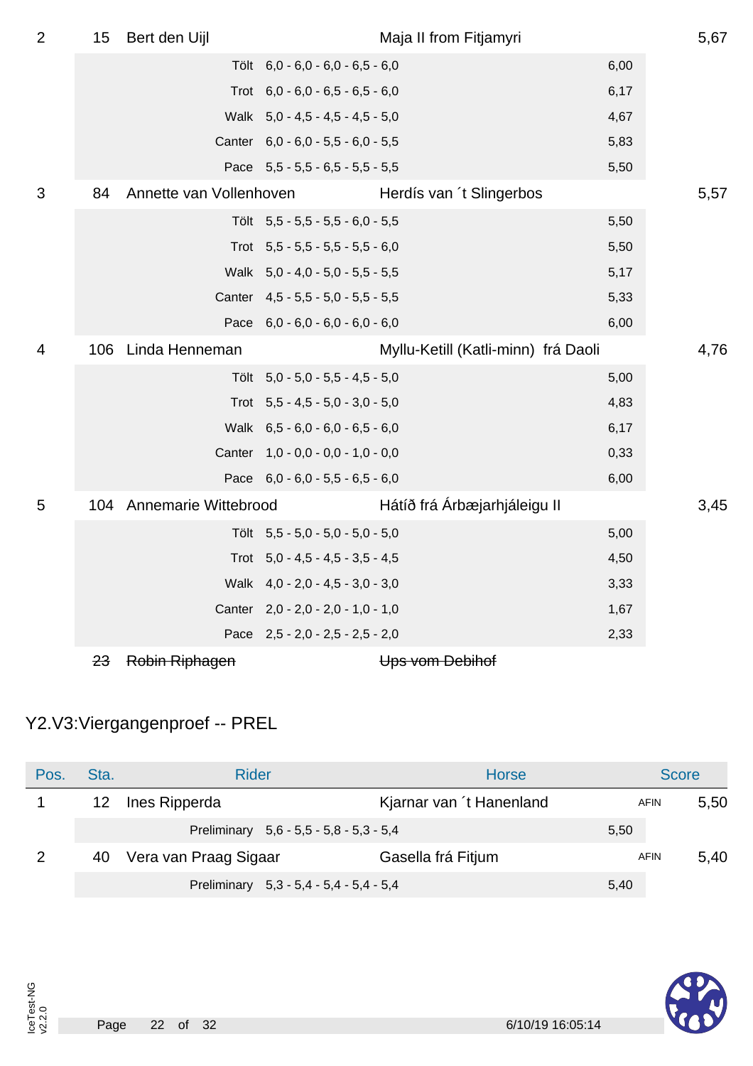| | | | | | |
|---|---|---|---|---|---|
| 2 | 15 | Bert den Uijl | Maja II from Fitjamyri | | 5,67 |
| | | Tölt 6,0 - 6,0 - 6,0 - 6,5 - 6,0 | | 6,00 | |
| | | Trot 6,0 - 6,0 - 6,5 - 6,5 - 6,0 | | 6,17 | |
| | | Walk 5,0 - 4,5 - 4,5 - 4,5 - 5,0 | | 4,67 | |
| | | Canter 6,0 - 6,0 - 5,5 - 6,0 - 5,5 | | 5,83 | |
| | | Pace 5,5 - 5,5 - 6,5 - 5,5 - 5,5 | | 5,50 | |
| 3 | 84 | Annette van Vollenhoven | Herdís van ´t Slingerbos | | 5,57 |
| | | Tölt 5,5 - 5,5 - 5,5 - 6,0 - 5,5 | | 5,50 | |
| | | Trot 5,5 - 5,5 - 5,5 - 5,5 - 6,0 | | 5,50 | |
| | | Walk 5,0 - 4,0 - 5,0 - 5,5 - 5,5 | | 5,17 | |
| | | Canter 4,5 - 5,5 - 5,0 - 5,5 - 5,5 | | 5,33 | |
| | | Pace 6,0 - 6,0 - 6,0 - 6,0 - 6,0 | | 6,00 | |
| 4 | 106 | Linda Henneman | Myllu-Ketill (Katli-minn) frá Daoli | | 4,76 |
| | | Tölt 5,0 - 5,0 - 5,5 - 4,5 - 5,0 | | 5,00 | |
| | | Trot 5,5 - 4,5 - 5,0 - 3,0 - 5,0 | | 4,83 | |
| | | Walk 6,5 - 6,0 - 6,0 - 6,5 - 6,0 | | 6,17 | |
| | | Canter 1,0 - 0,0 - 0,0 - 1,0 - 0,0 | | 0,33 | |
| | | Pace 6,0 - 6,0 - 5,5 - 6,5 - 6,0 | | 6,00 | |
| 5 | 104 | Annemarie Wittebrood | Hátíð frá Árbæjarhjáleigu II | | 3,45 |
| | | Tölt 5,5 - 5,0 - 5,0 - 5,0 - 5,0 | | 5,00 | |
| | | Trot 5,0 - 4,5 - 4,5 - 3,5 - 4,5 | | 4,50 | |
| | | Walk 4,0 - 2,0 - 4,5 - 3,0 - 3,0 | | 3,33 | |
| | | Canter 2,0 - 2,0 - 2,0 - 1,0 - 1,0 | | 1,67 | |
| | | Pace 2,5 - 2,0 - 2,5 - 2,5 - 2,0 | | 2,33 | |
| | ~~23~~ | ~~Robin Riphagen~~ | ~~Ups vom Debihof~~ | | |

## Y2.V3:Viergangenproef -- PREL

| Pos. | Sta. | Rider | Horse | | Score |
|---|---|---|---|---|---|
| 1 | 12 | Ines Ripperda | Kjarnar van ´t Hanenland | AFIN | 5,50 |
| | | Preliminary 5,6 - 5,5 - 5,8 - 5,3 - 5,4 | | 5,50 | |
| 2 | 40 | Vera van Praag Sigaar | Gasella frá Fitjum | AFIN | 5,40 |
| | | Preliminary 5,3 - 5,4 - 5,4 - 5,4 - 5,4 | | 5,40 | |

IceTest-NG v2.2.0

6/10/19 16:05:14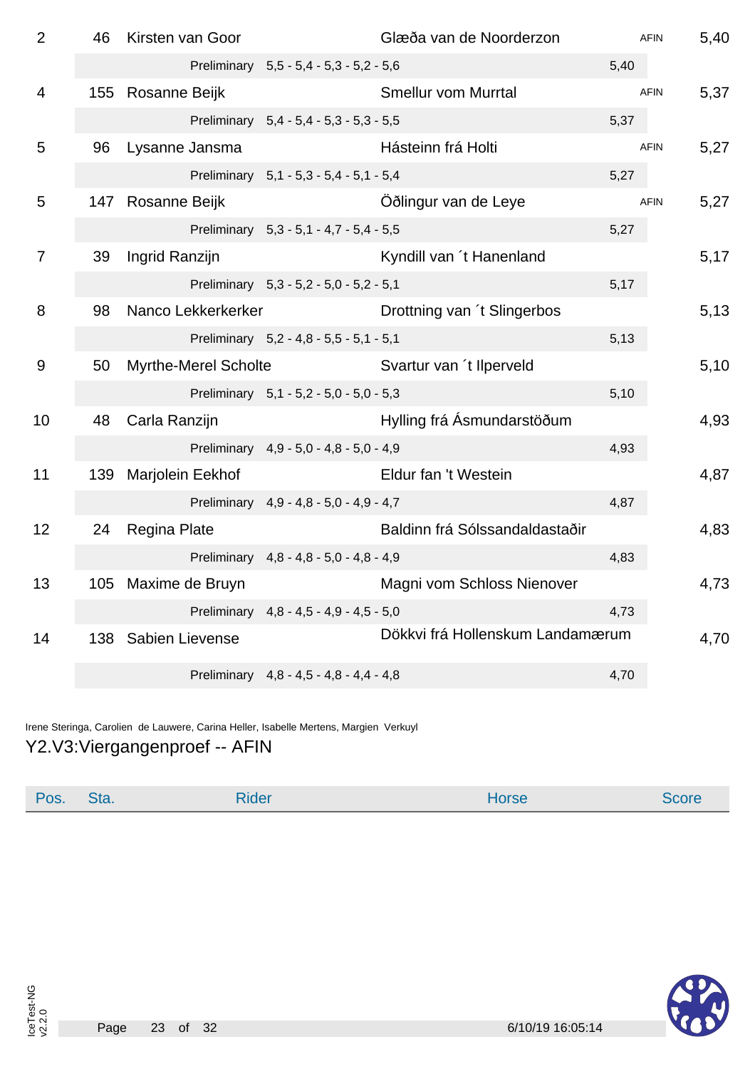| | | | | | |
|---|---|---|---|---|---|
| 2 | 46 | Kirsten van Goor | Glæða van de Noorderzon | AFIN | 5,40 |
| | | Preliminary 5,5 - 5,4 - 5,3 - 5,2 - 5,6 | | 5,40 | |
| 4 | 155 | Rosanne Beijk | Smellur vom Murrtal | AFIN | 5,37 |
| | | Preliminary 5,4 - 5,4 - 5,3 - 5,3 - 5,5 | | 5,37 | |
| 5 | 96 | Lysanne Jansma | Hásteinn frá Holti | AFIN | 5,27 |
| | | Preliminary 5,1 - 5,3 - 5,4 - 5,1 - 5,4 | | 5,27 | |
| 5 | 147 | Rosanne Beijk | Öðlingur van de Leye | AFIN | 5,27 |
| | | Preliminary 5,3 - 5,1 - 4,7 - 5,4 - 5,5 | | 5,27 | |
| 7 | 39 | Ingrid Ranzijn | Kyndill van ´t Hanenland | | 5,17 |
| | | Preliminary 5,3 - 5,2 - 5,0 - 5,2 - 5,1 | | 5,17 | |
| 8 | 98 | Nanco Lekkerkerker | Drottning van ´t Slingerbos | | 5,13 |
| | | Preliminary 5,2 - 4,8 - 5,5 - 5,1 - 5,1 | | 5,13 | |
| 9 | 50 | Myrthe-Merel Scholte | Svartur van ´t Ilperveld | | 5,10 |
| | | Preliminary 5,1 - 5,2 - 5,0 - 5,0 - 5,3 | | 5,10 | |
| 10 | 48 | Carla Ranzijn | Hylling frá Ásmundarstöðum | | 4,93 |
| | | Preliminary 4,9 - 5,0 - 4,8 - 5,0 - 4,9 | | 4,93 | |
| 11 | 139 | Marjolein Eekhof | Eldur fan 't Westein | | 4,87 |
| | | Preliminary 4,9 - 4,8 - 5,0 - 4,9 - 4,7 | | 4,87 | |
| 12 | 24 | Regina Plate | Baldinn frá Sólssandaldastaðir | | 4,83 |
| | | Preliminary 4,8 - 4,8 - 5,0 - 4,8 - 4,9 | | 4,83 | |
| 13 | 105 | Maxime de Bruyn | Magni vom Schloss Nienover | | 4,73 |
| | | Preliminary 4,8 - 4,5 - 4,9 - 4,5 - 5,0 | | 4,73 | |
| 14 | 138 | Sabien Lievense | Dökkvi frá Hollenskum Landamærum | | 4,70 |
| | | Preliminary 4,8 - 4,5 - 4,8 - 4,4 - 4,8 | | 4,70 | |

Irene Steringa, Carolien de Lauwere, Carina Heller, Isabelle Mertens, Margien Verkuyl

## Y2.V3:Viergangenproef -- AFIN

| Pos. | Sta. | Rider | Horse | Score |
|---|---|---|---|---|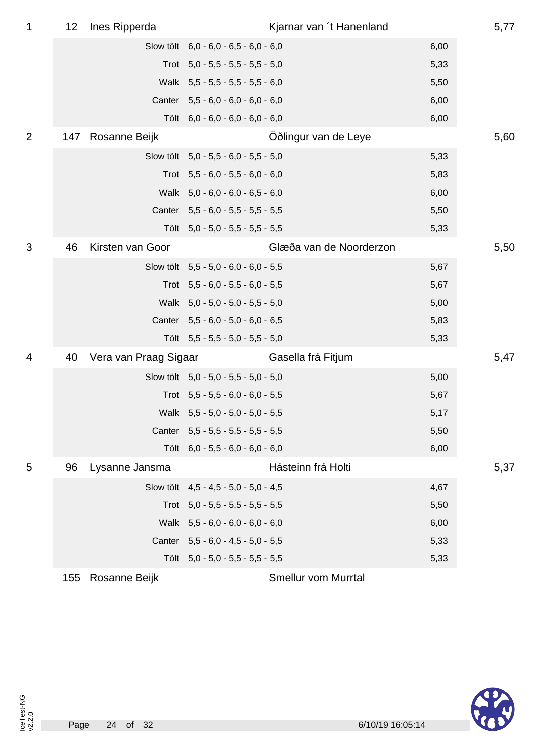| | | | | | |
|---|---|---|---|---|---|
| 1 | 12 | Ines Ripperda | Kjarnar van ´t Hanenland | | 5,77 |
| | | Slow tölt | 6,0 - 6,0 - 6,5 - 6,0 - 6,0 | 6,00 | |
| | | Trot | 5,0 - 5,5 - 5,5 - 5,5 - 5,0 | 5,33 | |
| | | Walk | 5,5 - 5,5 - 5,5 - 5,5 - 6,0 | 5,50 | |
| | | Canter | 5,5 - 6,0 - 6,0 - 6,0 - 6,0 | 6,00 | |
| | | Tölt | 6,0 - 6,0 - 6,0 - 6,0 - 6,0 | 6,00 | |
| 2 | 147 | Rosanne Beijk | Öðlingur van de Leye | | 5,60 |
| | | Slow tölt | 5,0 - 5,5 - 6,0 - 5,5 - 5,0 | 5,33 | |
| | | Trot | 5,5 - 6,0 - 5,5 - 6,0 - 6,0 | 5,83 | |
| | | Walk | 5,0 - 6,0 - 6,0 - 6,5 - 6,0 | 6,00 | |
| | | Canter | 5,5 - 6,0 - 5,5 - 5,5 - 5,5 | 5,50 | |
| | | Tölt | 5,0 - 5,0 - 5,5 - 5,5 - 5,5 | 5,33 | |
| 3 | 46 | Kirsten van Goor | Glæða van de Noorderzon | | 5,50 |
| | | Slow tölt | 5,5 - 5,0 - 6,0 - 6,0 - 5,5 | 5,67 | |
| | | Trot | 5,5 - 6,0 - 5,5 - 6,0 - 5,5 | 5,67 | |
| | | Walk | 5,0 - 5,0 - 5,0 - 5,5 - 5,0 | 5,00 | |
| | | Canter | 5,5 - 6,0 - 5,0 - 6,0 - 6,5 | 5,83 | |
| | | Tölt | 5,5 - 5,5 - 5,0 - 5,5 - 5,0 | 5,33 | |
| 4 | 40 | Vera van Praag Sigaar | Gasella frá Fitjum | | 5,47 |
| | | Slow tölt | 5,0 - 5,0 - 5,5 - 5,0 - 5,0 | 5,00 | |
| | | Trot | 5,5 - 5,5 - 6,0 - 6,0 - 5,5 | 5,67 | |
| | | Walk | 5,5 - 5,0 - 5,0 - 5,0 - 5,5 | 5,17 | |
| | | Canter | 5,5 - 5,5 - 5,5 - 5,5 - 5,5 | 5,50 | |
| | | Tölt | 6,0 - 5,5 - 6,0 - 6,0 - 6,0 | 6,00 | |
| 5 | 96 | Lysanne Jansma | Hásteinn frá Holti | | 5,37 |
| | | Slow tölt | 4,5 - 4,5 - 5,0 - 5,0 - 4,5 | 4,67 | |
| | | Trot | 5,0 - 5,5 - 5,5 - 5,5 - 5,5 | 5,50 | |
| | | Walk | 5,5 - 6,0 - 6,0 - 6,0 - 6,0 | 6,00 | |
| | | Canter | 5,5 - 6,0 - 4,5 - 5,0 - 5,5 | 5,33 | |
| | | Tölt | 5,0 - 5,0 - 5,5 - 5,5 - 5,5 | 5,33 | |
| | ~~155~~ | ~~Rosanne Beijk~~ | ~~Smellur vom Murrtal~~ | | |

IceTest-NG v2.2.0

6/10/19 16:05:14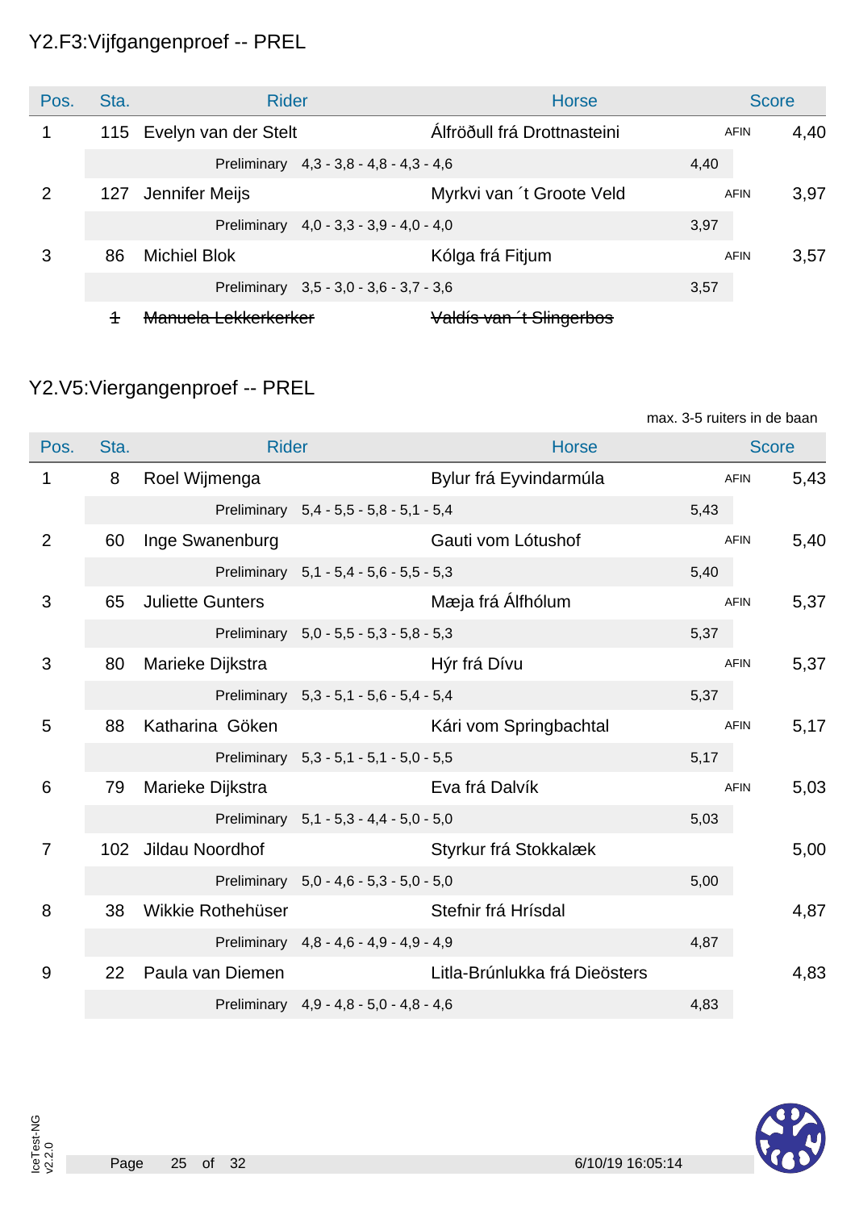## Y2.F3:Vijfgangenproef -- PREL

| Pos. | Sta. | Rider | Horse | | Score |
|---|---|---|---|---|---|
| 1 | 115 | Evelyn van der Stelt | Álfröðull frá Drottnasteini | AFIN | 4,40 |
| | | Preliminary 4,3 - 3,8 - 4,8 - 4,3 - 4,6 | 4,40 | | |
| 2 | 127 | Jennifer Meijs | Myrkvi van ´t Groote Veld | AFIN | 3,97 |
| | | Preliminary 4,0 - 3,3 - 3,9 - 4,0 - 4,0 | 3,97 | | |
| 3 | 86 | Michiel Blok | Kólga frá Fitjum | AFIN | 3,57 |
| | | Preliminary 3,5 - 3,0 - 3,6 - 3,7 - 3,6 | 3,57 | | |
| | ~~1~~ | ~~Manuela Lekkerkerker~~ | ~~Valdís van ´t Slingerbos~~ | | |

## Y2.V5:Viergangenproef -- PREL

max. 3-5 ruiters in de baan

| Pos. | Sta. | Rider | Horse | | Score |
|---|---|---|---|---|---|
| 1 | 8 | Roel Wijmenga | Bylur frá Eyvindarmúla | AFIN | 5,43 |
| | | Preliminary 5,4 - 5,5 - 5,8 - 5,1 - 5,4 | 5,43 | | |
| 2 | 60 | Inge Swanenburg | Gauti vom Lótushof | AFIN | 5,40 |
| | | Preliminary 5,1 - 5,4 - 5,6 - 5,5 - 5,3 | 5,40 | | |
| 3 | 65 | Juliette Gunters | Mæja frá Álfhólum | AFIN | 5,37 |
| | | Preliminary 5,0 - 5,5 - 5,3 - 5,8 - 5,3 | 5,37 | | |
| 3 | 80 | Marieke Dijkstra | Hýr frá Dívu | AFIN | 5,37 |
| | | Preliminary 5,3 - 5,1 - 5,6 - 5,4 - 5,4 | 5,37 | | |
| 5 | 88 | Katharina Göken | Kári vom Springbachtal | AFIN | 5,17 |
| | | Preliminary 5,3 - 5,1 - 5,1 - 5,0 - 5,5 | 5,17 | | |
| 6 | 79 | Marieke Dijkstra | Eva frá Dalvík | AFIN | 5,03 |
| | | Preliminary 5,1 - 5,3 - 4,4 - 5,0 - 5,0 | 5,03 | | |
| 7 | 102 | Jildau Noordhof | Styrkur frá Stokkalæk | | 5,00 |
| | | Preliminary 5,0 - 4,6 - 5,3 - 5,0 - 5,0 | 5,00 | | |
| 8 | 38 | Wikkie Rothehüser | Stefnir frá Hrísdal | | 4,87 |
| | | Preliminary 4,8 - 4,6 - 4,9 - 4,9 - 4,9 | 4,87 | | |
| 9 | 22 | Paula van Diemen | Litla-Brúnlukka frá Dieösters | | 4,83 |
| | | Preliminary 4,9 - 4,8 - 5,0 - 4,8 - 4,6 | 4,83 | | |

IceTest-NG v2.2.0

6/10/19 16:05:14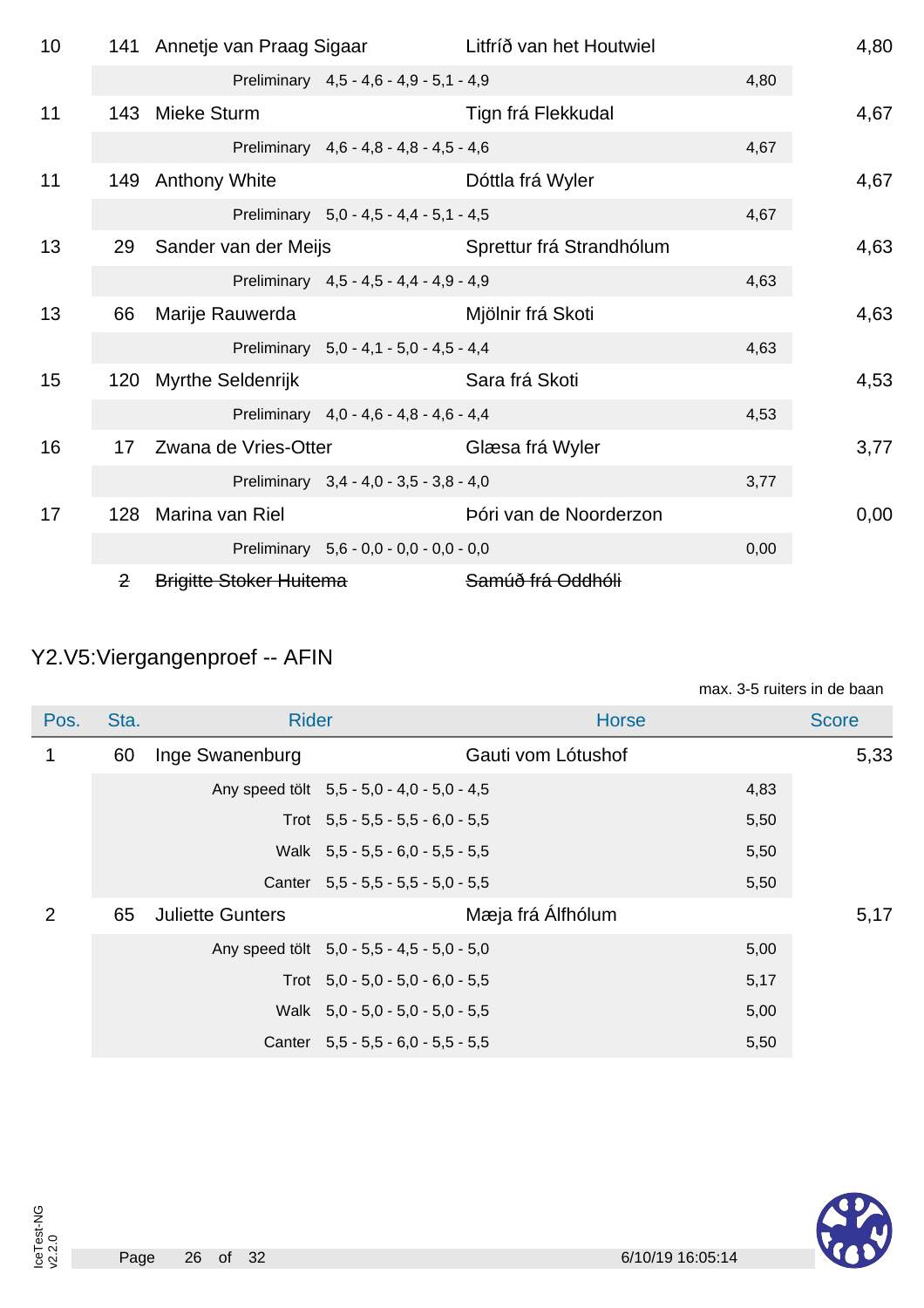| | | | | |
|---|---|---|---|---|
| 10 | 141 | Annetje van Praag Sigaar | Litfríð van het Houtwiel | 4,80 |
| | | Preliminary 4,5 - 4,6 - 4,9 - 5,1 - 4,9 | 4,80 | |
| 11 | 143 | Mieke Sturm | Tign frá Flekkudal | 4,67 |
| | | Preliminary 4,6 - 4,8 - 4,8 - 4,5 - 4,6 | 4,67 | |
| 11 | 149 | Anthony White | Dóttla frá Wyler | 4,67 |
| | | Preliminary 5,0 - 4,5 - 4,4 - 5,1 - 4,5 | 4,67 | |
| 13 | 29 | Sander van der Meijs | Sprettur frá Strandhólum | 4,63 |
| | | Preliminary 4,5 - 4,5 - 4,4 - 4,9 - 4,9 | 4,63 | |
| 13 | 66 | Marije Rauwerda | Mjölnir frá Skoti | 4,63 |
| | | Preliminary 5,0 - 4,1 - 5,0 - 4,5 - 4,4 | 4,63 | |
| 15 | 120 | Myrthe Seldenrijk | Sara frá Skoti | 4,53 |
| | | Preliminary 4,0 - 4,6 - 4,8 - 4,6 - 4,4 | 4,53 | |
| 16 | 17 | Zwana de Vries-Otter | Glæsa frá Wyler | 3,77 |
| | | Preliminary 3,4 - 4,0 - 3,5 - 3,8 - 4,0 | 3,77 | |
| 17 | 128 | Marina van Riel | Þóri van de Noorderzon | 0,00 |
| | | Preliminary 5,6 - 0,0 - 0,0 - 0,0 - 0,0 | 0,00 | |
| | ~~2~~ | ~~Brigitte Stoker Huitema~~ | ~~Samúð frá Oddhóli~~ | |

## Y2.V5:Viergangenproef -- AFIN

max. 3-5 ruiters in de baan

| Pos. | Sta. | Rider | Horse | Score |
|---|---|---|---|---|
| 1 | 60 | Inge Swanenburg | Gauti vom Lótushof | 5,33 |
| | | Any speed tölt 5,5 - 5,0 - 4,0 - 5,0 - 4,5 | 4,83 | |
| | | Trot 5,5 - 5,5 - 5,5 - 6,0 - 5,5 | 5,50 | |
| | | Walk 5,5 - 5,5 - 6,0 - 5,5 - 5,5 | 5,50 | |
| | | Canter 5,5 - 5,5 - 5,5 - 5,0 - 5,5 | 5,50 | |
| 2 | 65 | Juliette Gunters | Mæja frá Álfhólum | 5,17 |
| | | Any speed tölt 5,0 - 5,5 - 4,5 - 5,0 - 5,0 | 5,00 | |
| | | Trot 5,0 - 5,0 - 5,0 - 6,0 - 5,5 | 5,17 | |
| | | Walk 5,0 - 5,0 - 5,0 - 5,0 - 5,5 | 5,00 | |
| | | Canter 5,5 - 5,5 - 6,0 - 5,5 - 5,5 | 5,50 | |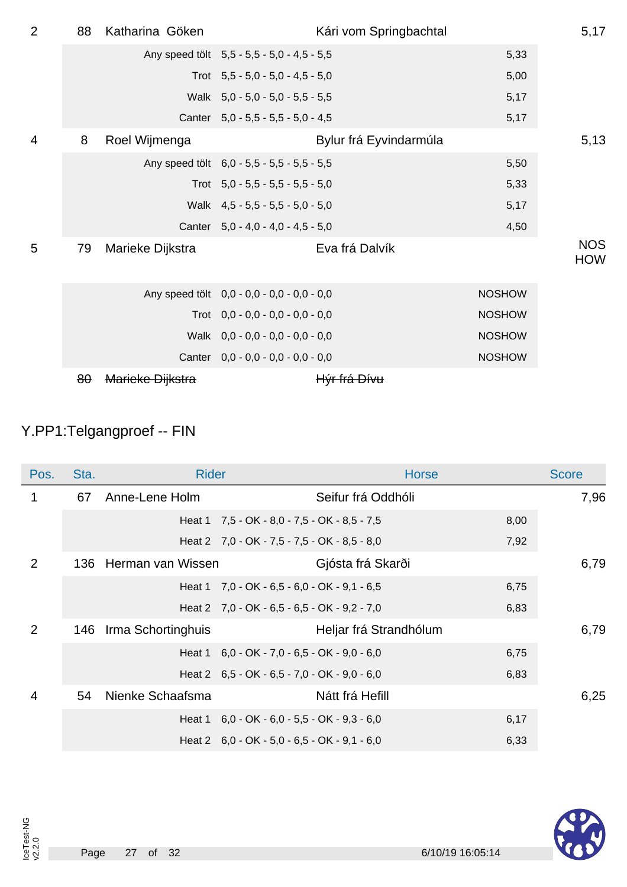| | | | | | |
|---|---|---|---|---|---|
| 2 | 88 | Katharina Göken | | Kári vom Springbachtal | 5,17 |
| | | Any speed tölt | 5,5 - 5,5 - 5,0 - 4,5 - 5,5 | 5,33 | |
| | | Trot | 5,5 - 5,0 - 5,0 - 4,5 - 5,0 | 5,00 | |
| | | Walk | 5,0 - 5,0 - 5,0 - 5,5 - 5,5 | 5,17 | |
| | | Canter | 5,0 - 5,5 - 5,5 - 5,0 - 4,5 | 5,17 | |
| 4 | 8 | Roel Wijmenga | | Bylur frá Eyvindarmúla | 5,13 |
| | | Any speed tölt | 6,0 - 5,5 - 5,5 - 5,5 - 5,5 | 5,50 | |
| | | Trot | 5,0 - 5,5 - 5,5 - 5,5 - 5,0 | 5,33 | |
| | | Walk | 4,5 - 5,5 - 5,5 - 5,0 - 5,0 | 5,17 | |
| | | Canter | 5,0 - 4,0 - 4,0 - 4,5 - 5,0 | 4,50 | |
| 5 | 79 | Marieke Dijkstra | | Eva frá Dalvík | NOSHOW |
| | | Any speed tölt | 0,0 - 0,0 - 0,0 - 0,0 - 0,0 | NOSHOW | |
| | | Trot | 0,0 - 0,0 - 0,0 - 0,0 - 0,0 | NOSHOW | |
| | | Walk | 0,0 - 0,0 - 0,0 - 0,0 - 0,0 | NOSHOW | |
| | | Canter | 0,0 - 0,0 - 0,0 - 0,0 - 0,0 | NOSHOW | |
| | ~~80~~ | ~~Marieke Dijkstra~~ | | ~~Hýr frá Dívu~~ | |

## Y.PP1:Telgangproef -- FIN

| Pos. | Sta. | Rider | | Horse | Score |
|---|---|---|---|---|---|
| 1 | 67 | Anne-Lene Holm | | Seifur frá Oddhóli | 7,96 |
| | | Heat 1 | 7,5 - OK - 8,0 - 7,5 - OK - 8,5 - 7,5 | 8,00 | |
| | | Heat 2 | 7,0 - OK - 7,5 - 7,5 - OK - 8,5 - 8,0 | 7,92 | |
| 2 | 136 | Herman van Wissen | | Gjósta frá Skarði | 6,79 |
| | | Heat 1 | 7,0 - OK - 6,5 - 6,0 - OK - 9,1 - 6,5 | 6,75 | |
| | | Heat 2 | 7,0 - OK - 6,5 - 6,5 - OK - 9,2 - 7,0 | 6,83 | |
| 2 | 146 | Irma Schortinghuis | | Heljar frá Strandhólum | 6,79 |
| | | Heat 1 | 6,0 - OK - 7,0 - 6,5 - OK - 9,0 - 6,0 | 6,75 | |
| | | Heat 2 | 6,5 - OK - 6,5 - 7,0 - OK - 9,0 - 6,0 | 6,83 | |
| 4 | 54 | Nienke Schaafsma | | Nátt frá Hefill | 6,25 |
| | | Heat 1 | 6,0 - OK - 6,0 - 5,5 - OK - 9,3 - 6,0 | 6,17 | |
| | | Heat 2 | 6,0 - OK - 5,0 - 6,5 - OK - 9,1 - 6,0 | 6,33 | |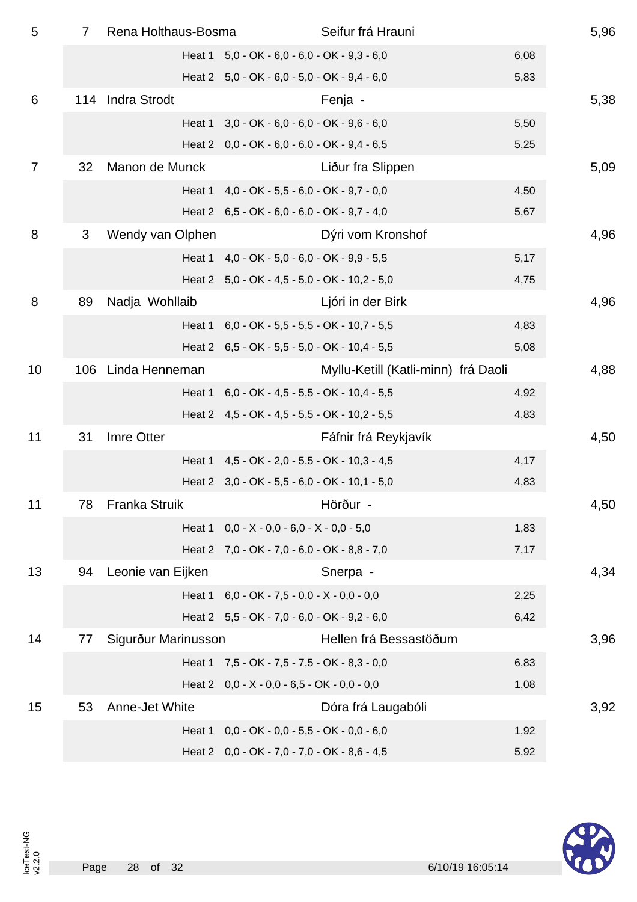| | | | | | |
|---|---|---|---|---|---|
| 5 | 7 | Rena Holthaus-Bosma | Seifur frá Hrauni | | 5,96 |
| | | Heat 1 | 5,0 - OK - 6,0 - 6,0 - OK - 9,3 - 6,0 | 6,08 | |
| | | Heat 2 | 5,0 - OK - 6,0 - 5,0 - OK - 9,4 - 6,0 | 5,83 | |
| 6 | 114 | Indra Strodt | Fenja - | | 5,38 |
| | | Heat 1 | 3,0 - OK - 6,0 - 6,0 - OK - 9,6 - 6,0 | 5,50 | |
| | | Heat 2 | 0,0 - OK - 6,0 - 6,0 - OK - 9,4 - 6,5 | 5,25 | |
| 7 | 32 | Manon de Munck | Liður fra Slippen | | 5,09 |
| | | Heat 1 | 4,0 - OK - 5,5 - 6,0 - OK - 9,7 - 0,0 | 4,50 | |
| | | Heat 2 | 6,5 - OK - 6,0 - 6,0 - OK - 9,7 - 4,0 | 5,67 | |
| 8 | 3 | Wendy van Olphen | Dýri vom Kronshof | | 4,96 |
| | | Heat 1 | 4,0 - OK - 5,0 - 6,0 - OK - 9,9 - 5,5 | 5,17 | |
| | | Heat 2 | 5,0 - OK - 4,5 - 5,0 - OK - 10,2 - 5,0 | 4,75 | |
| 8 | 89 | Nadja Wohllaib | Ljóri in der Birk | | 4,96 |
| | | Heat 1 | 6,0 - OK - 5,5 - 5,5 - OK - 10,7 - 5,5 | 4,83 | |
| | | Heat 2 | 6,5 - OK - 5,5 - 5,0 - OK - 10,4 - 5,5 | 5,08 | |
| 10 | 106 | Linda Henneman | Myllu-Ketill (Katli-minn) frá Daoli | | 4,88 |
| | | Heat 1 | 6,0 - OK - 4,5 - 5,5 - OK - 10,4 - 5,5 | 4,92 | |
| | | Heat 2 | 4,5 - OK - 4,5 - 5,5 - OK - 10,2 - 5,5 | 4,83 | |
| 11 | 31 | Imre Otter | Fáfnir frá Reykjavík | | 4,50 |
| | | Heat 1 | 4,5 - OK - 2,0 - 5,5 - OK - 10,3 - 4,5 | 4,17 | |
| | | Heat 2 | 3,0 - OK - 5,5 - 6,0 - OK - 10,1 - 5,0 | 4,83 | |
| 11 | 78 | Franka Struik | Hörður - | | 4,50 |
| | | Heat 1 | 0,0 - X - 0,0 - 6,0 - X - 0,0 - 5,0 | 1,83 | |
| | | Heat 2 | 7,0 - OK - 7,0 - 6,0 - OK - 8,8 - 7,0 | 7,17 | |
| 13 | 94 | Leonie van Eijken | Snerpa - | | 4,34 |
| | | Heat 1 | 6,0 - OK - 7,5 - 0,0 - X - 0,0 - 0,0 | 2,25 | |
| | | Heat 2 | 5,5 - OK - 7,0 - 6,0 - OK - 9,2 - 6,0 | 6,42 | |
| 14 | 77 | Sigurður Marinusson | Hellen frá Bessastöðum | | 3,96 |
| | | Heat 1 | 7,5 - OK - 7,5 - 7,5 - OK - 8,3 - 0,0 | 6,83 | |
| | | Heat 2 | 0,0 - X - 0,0 - 6,5 - OK - 0,0 - 0,0 | 1,08 | |
| 15 | 53 | Anne-Jet White | Dóra frá Laugabóli | | 3,92 |
| | | Heat 1 | 0,0 - OK - 0,0 - 5,5 - OK - 0,0 - 6,0 | 1,92 | |
| | | Heat 2 | 0,0 - OK - 7,0 - 7,0 - OK - 8,6 - 4,5 | 5,92 | |

IceTest-NG v2.2.0

6/10/19 16:05:14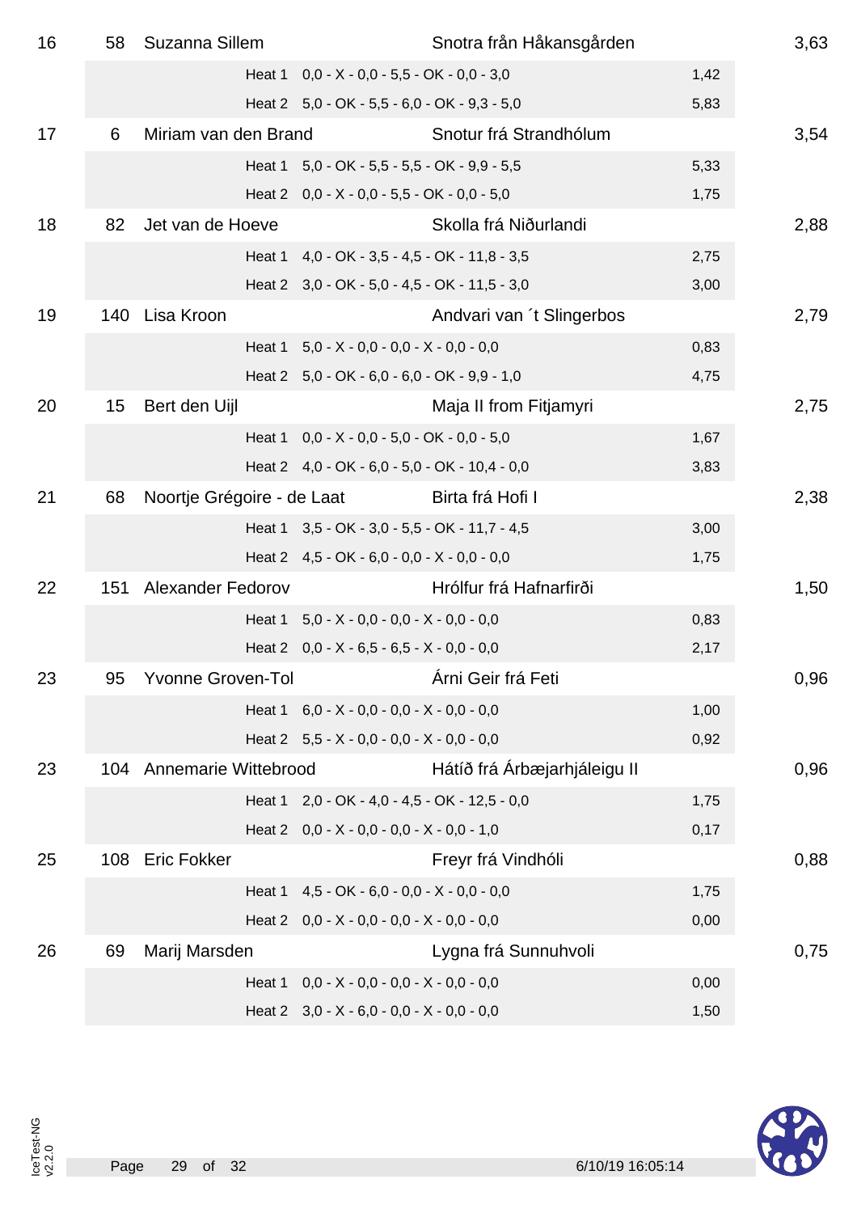| | | | | | | |
|---|---|---|---|---|---|---|
| 16 | 58 | Suzanna Sillem | Snotra från Håkansgården | | | 3,63 |
| | | | Heat 1 | 0,0 - X - 0,0 - 5,5 - OK - 0,0 - 3,0 | 1,42 | |
| | | | Heat 2 | 5,0 - OK - 5,5 - 6,0 - OK - 9,3 - 5,0 | 5,83 | |
| 17 | 6 | Miriam van den Brand | Snotur frá Strandhólum | | | 3,54 |
| | | | Heat 1 | 5,0 - OK - 5,5 - 5,5 - OK - 9,9 - 5,5 | 5,33 | |
| | | | Heat 2 | 0,0 - X - 0,0 - 5,5 - OK - 0,0 - 5,0 | 1,75 | |
| 18 | 82 | Jet van de Hoeve | Skolla frá Niðurlandi | | | 2,88 |
| | | | Heat 1 | 4,0 - OK - 3,5 - 4,5 - OK - 11,8 - 3,5 | 2,75 | |
| | | | Heat 2 | 3,0 - OK - 5,0 - 4,5 - OK - 11,5 - 3,0 | 3,00 | |
| 19 | 140 | Lisa Kroon | Andvari van ´t Slingerbos | | | 2,79 |
| | | | Heat 1 | 5,0 - X - 0,0 - 0,0 - X - 0,0 - 0,0 | 0,83 | |
| | | | Heat 2 | 5,0 - OK - 6,0 - 6,0 - OK - 9,9 - 1,0 | 4,75 | |
| 20 | 15 | Bert den Uijl | Maja II from Fitjamyri | | | 2,75 |
| | | | Heat 1 | 0,0 - X - 0,0 - 5,0 - OK - 0,0 - 5,0 | 1,67 | |
| | | | Heat 2 | 4,0 - OK - 6,0 - 5,0 - OK - 10,4 - 0,0 | 3,83 | |
| 21 | 68 | Noortje Grégoire - de Laat | Birta frá Hofi I | | | 2,38 |
| | | | Heat 1 | 3,5 - OK - 3,0 - 5,5 - OK - 11,7 - 4,5 | 3,00 | |
| | | | Heat 2 | 4,5 - OK - 6,0 - 0,0 - X - 0,0 - 0,0 | 1,75 | |
| 22 | 151 | Alexander Fedorov | Hrólfur frá Hafnarfirði | | | 1,50 |
| | | | Heat 1 | 5,0 - X - 0,0 - 0,0 - X - 0,0 - 0,0 | 0,83 | |
| | | | Heat 2 | 0,0 - X - 6,5 - 6,5 - X - 0,0 - 0,0 | 2,17 | |
| 23 | 95 | Yvonne Groven-Tol | Árni Geir frá Feti | | | 0,96 |
| | | | Heat 1 | 6,0 - X - 0,0 - 0,0 - X - 0,0 - 0,0 | 1,00 | |
| | | | Heat 2 | 5,5 - X - 0,0 - 0,0 - X - 0,0 - 0,0 | 0,92 | |
| 23 | 104 | Annemarie Wittebrood | Hátíð frá Árbæjarhjáleigu II | | | 0,96 |
| | | | Heat 1 | 2,0 - OK - 4,0 - 4,5 - OK - 12,5 - 0,0 | 1,75 | |
| | | | Heat 2 | 0,0 - X - 0,0 - 0,0 - X - 0,0 - 1,0 | 0,17 | |
| 25 | 108 | Eric Fokker | Freyr frá Vindhóli | | | 0,88 |
| | | | Heat 1 | 4,5 - OK - 6,0 - 0,0 - X - 0,0 - 0,0 | 1,75 | |
| | | | Heat 2 | 0,0 - X - 0,0 - 0,0 - X - 0,0 - 0,0 | 0,00 | |
| 26 | 69 | Marij Marsden | Lygna frá Sunnuhvoli | | | 0,75 |
| | | | Heat 1 | 0,0 - X - 0,0 - 0,0 - X - 0,0 - 0,0 | 0,00 | |
| | | | Heat 2 | 3,0 - X - 6,0 - 0,0 - X - 0,0 - 0,0 | 1,50 | |

IceTest-NG v2.2.0

6/10/19 16:05:14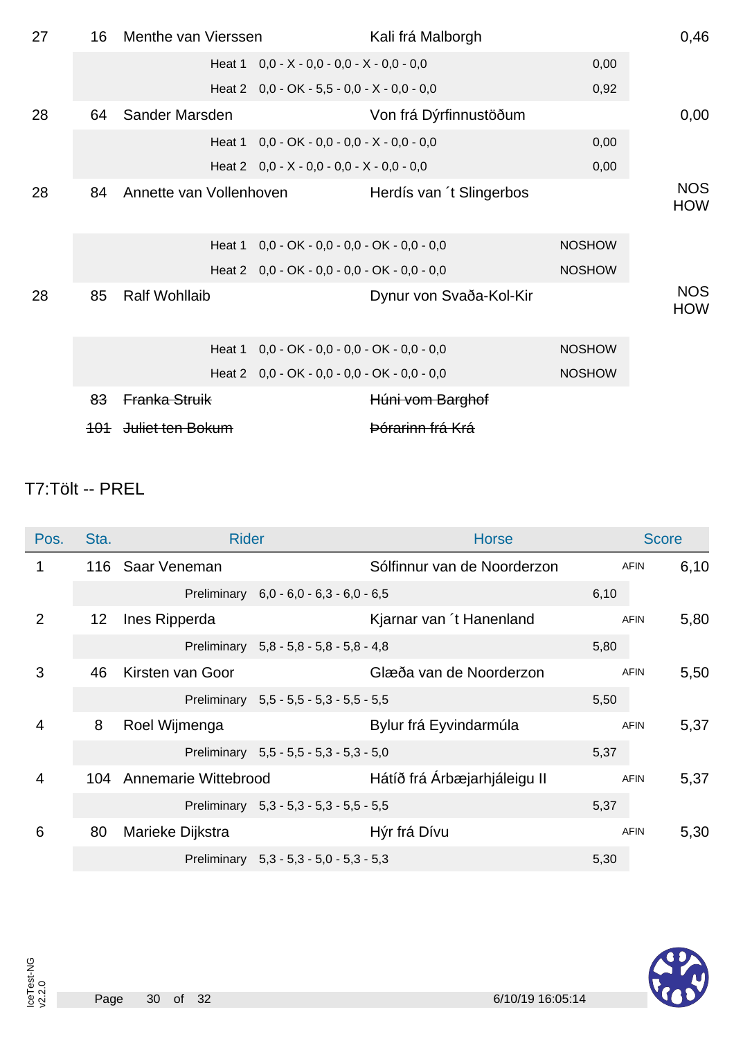| | | | | | |
|---|---|---|---|---|---|
| 27 | 16 | Menthe van Vierssen | Kali frá Malborgh | | 0,46 |
| | | Heat 1 0,0 - X - 0,0 - 0,0 - X - 0,0 - 0,0 | | 0,00 | |
| | | Heat 2 0,0 - OK - 5,5 - 0,0 - X - 0,0 - 0,0 | | 0,92 | |
| 28 | 64 | Sander Marsden | Von frá Dýrfinnustöðum | | 0,00 |
| | | Heat 1 0,0 - OK - 0,0 - 0,0 - X - 0,0 - 0,0 | | 0,00 | |
| | | Heat 2 0,0 - X - 0,0 - 0,0 - X - 0,0 - 0,0 | | 0,00 | |
| 28 | 84 | Annette van Vollenhoven | Herdís van ´t Slingerbos | | NOSHOW |
| | | Heat 1 0,0 - OK - 0,0 - 0,0 - OK - 0,0 - 0,0 | | NOSHOW | |
| | | Heat 2 0,0 - OK - 0,0 - 0,0 - OK - 0,0 - 0,0 | | NOSHOW | |
| 28 | 85 | Ralf Wohllaib | Dynur von Svaða-Kol-Kir | | NOSHOW |
| | | Heat 1 0,0 - OK - 0,0 - 0,0 - OK - 0,0 - 0,0 | | NOSHOW | |
| | | Heat 2 0,0 - OK - 0,0 - 0,0 - OK - 0,0 - 0,0 | | NOSHOW | |
| | ~~83~~ | ~~Franka Struik~~ | ~~Húni vom Barghof~~ | | |
| | ~~101~~ | ~~Juliet ten Bokum~~ | ~~Þórarinn frá Krá~~ | | |

## T7:Tölt -- PREL

| Pos. | Sta. | Rider | Horse | | Score |
|---|---|---|---|---|---|
| 1 | 116 | Saar Veneman | Sólfinnur van de Noorderzon | AFIN | 6,10 |
| | | Preliminary 6,0 - 6,0 - 6,3 - 6,0 - 6,5 | | 6,10 | |
| 2 | 12 | Ines Ripperda | Kjarnar van ´t Hanenland | AFIN | 5,80 |
| | | Preliminary 5,8 - 5,8 - 5,8 - 5,8 - 4,8 | | 5,80 | |
| 3 | 46 | Kirsten van Goor | Glæða van de Noorderzon | AFIN | 5,50 |
| | | Preliminary 5,5 - 5,5 - 5,3 - 5,5 - 5,5 | | 5,50 | |
| 4 | 8 | Roel Wijmenga | Bylur frá Eyvindarmúla | AFIN | 5,37 |
| | | Preliminary 5,5 - 5,5 - 5,3 - 5,3 - 5,0 | | 5,37 | |
| 4 | 104 | Annemarie Wittebrood | Hátíð frá Árbæjarhjáleigu II | AFIN | 5,37 |
| | | Preliminary 5,3 - 5,3 - 5,3 - 5,5 - 5,5 | | 5,37 | |
| 6 | 80 | Marieke Dijkstra | Hýr frá Dívu | AFIN | 5,30 |
| | | Preliminary 5,3 - 5,3 - 5,0 - 5,3 - 5,3 | | 5,30 | |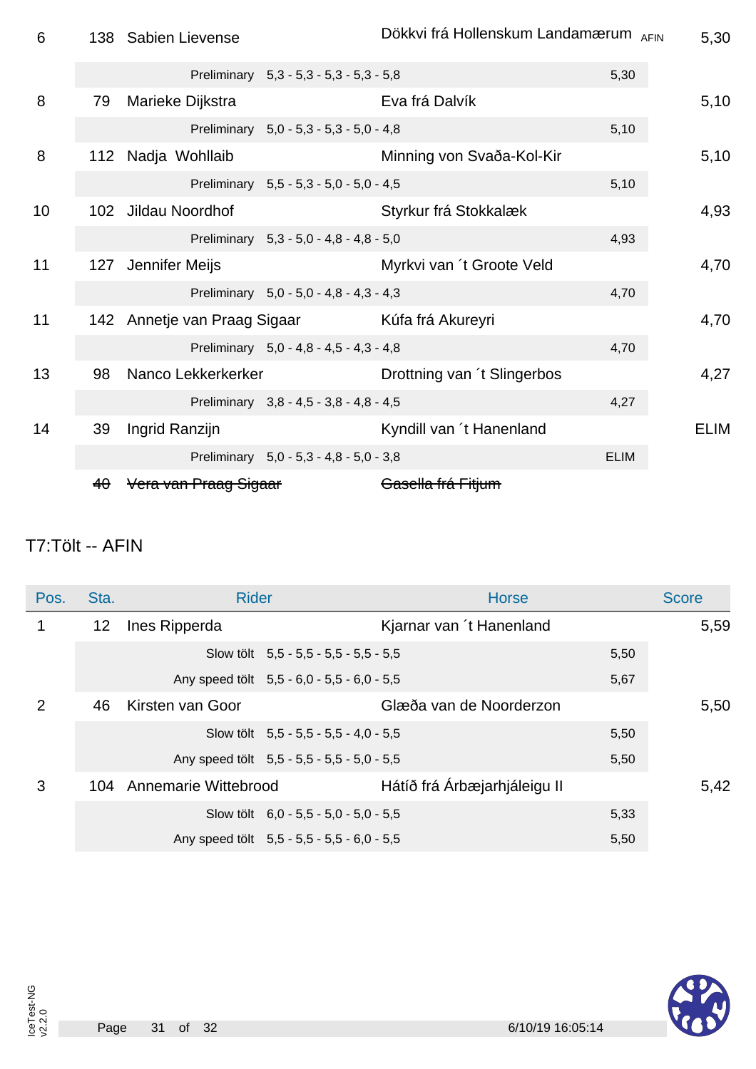| | | | | |
|---|---|---|---|---|
| 6 | 138 | Sabien Lievense | Dökkvi frá Hollenskum Landamærum AFIN | 5,30 |
| | | Preliminary 5,3 - 5,3 - 5,3 - 5,3 - 5,8 | 5,30 | |
| 8 | 79 | Marieke Dijkstra | Eva frá Dalvík | 5,10 |
| | | Preliminary 5,0 - 5,3 - 5,3 - 5,0 - 4,8 | 5,10 | |
| 8 | 112 | Nadja Wohllaib | Minning von Svaða-Kol-Kir | 5,10 |
| | | Preliminary 5,5 - 5,3 - 5,0 - 5,0 - 4,5 | 5,10 | |
| 10 | 102 | Jildau Noordhof | Styrkur frá Stokkalæk | 4,93 |
| | | Preliminary 5,3 - 5,0 - 4,8 - 4,8 - 5,0 | 4,93 | |
| 11 | 127 | Jennifer Meijs | Myrkvi van ´t Groote Veld | 4,70 |
| | | Preliminary 5,0 - 5,0 - 4,8 - 4,3 - 4,3 | 4,70 | |
| 11 | 142 | Annetje van Praag Sigaar | Kúfa frá Akureyri | 4,70 |
| | | Preliminary 5,0 - 4,8 - 4,5 - 4,3 - 4,8 | 4,70 | |
| 13 | 98 | Nanco Lekkerkerker | Drottning van ´t Slingerbos | 4,27 |
| | | Preliminary 3,8 - 4,5 - 3,8 - 4,8 - 4,5 | 4,27 | |
| 14 | 39 | Ingrid Ranzijn | Kyndill van ´t Hanenland | ELIM |
| | | Preliminary 5,0 - 5,3 - 4,8 - 5,0 - 3,8 | ELIM | |
| | ~~40~~ | ~~Vera van Praag Sigaar~~ | ~~Gasella frá Fitjum~~ | |

## T7:Tölt -- AFIN

| Pos. | Sta. | Rider | Horse | Score |
|---|---|---|---|---|
| 1 | 12 | Ines Ripperda | Kjarnar van ´t Hanenland | 5,59 |
| | | Slow tölt 5,5 - 5,5 - 5,5 - 5,5 - 5,5 | 5,50 | |
| | | Any speed tölt 5,5 - 6,0 - 5,5 - 6,0 - 5,5 | 5,67 | |
| 2 | 46 | Kirsten van Goor | Glæða van de Noorderzon | 5,50 |
| | | Slow tölt 5,5 - 5,5 - 5,5 - 4,0 - 5,5 | 5,50 | |
| | | Any speed tölt 5,5 - 5,5 - 5,5 - 5,0 - 5,5 | 5,50 | |
| 3 | 104 | Annemarie Wittebrood | Hátíð frá Árbæjarhjáleigu II | 5,42 |
| | | Slow tölt 6,0 - 5,5 - 5,0 - 5,0 - 5,5 | 5,33 | |
| | | Any speed tölt 5,5 - 5,5 - 5,5 - 6,0 - 5,5 | 5,50 | |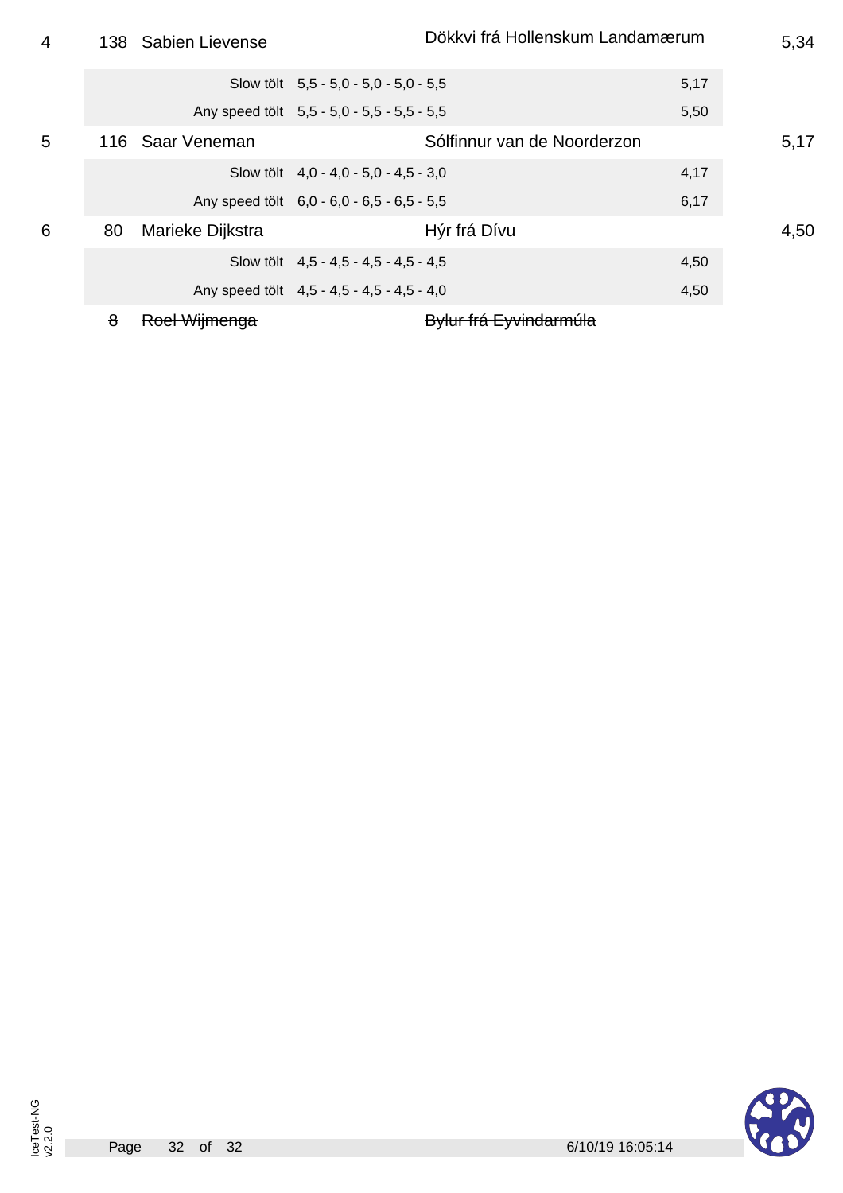| | | | | | |
|---|---|---|---|---|---|
| 4 | 138 | Sabien Lievense | Dökkvi frá Hollenskum Landamærum | | 5,34 |
| | | Slow tölt | 5,5 - 5,0 - 5,0 - 5,0 - 5,5 | 5,17 | |
| | | Any speed tölt | 5,5 - 5,0 - 5,5 - 5,5 - 5,5 | 5,50 | |
| 5 | 116 | Saar Veneman | Sólfinnur van de Noorderzon | | 5,17 |
| | | Slow tölt | 4,0 - 4,0 - 5,0 - 4,5 - 3,0 | 4,17 | |
| | | Any speed tölt | 6,0 - 6,0 - 6,5 - 6,5 - 5,5 | 6,17 | |
| 6 | 80 | Marieke Dijkstra | Hýr frá Dívu | | 4,50 |
| | | Slow tölt | 4,5 - 4,5 - 4,5 - 4,5 - 4,5 | 4,50 | |
| | | Any speed tölt | 4,5 - 4,5 - 4,5 - 4,5 - 4,0 | 4,50 | |
| | ~~8~~ | ~~Roel Wijmenga~~ | ~~Bylur frá Eyvindarmúla~~ | | |